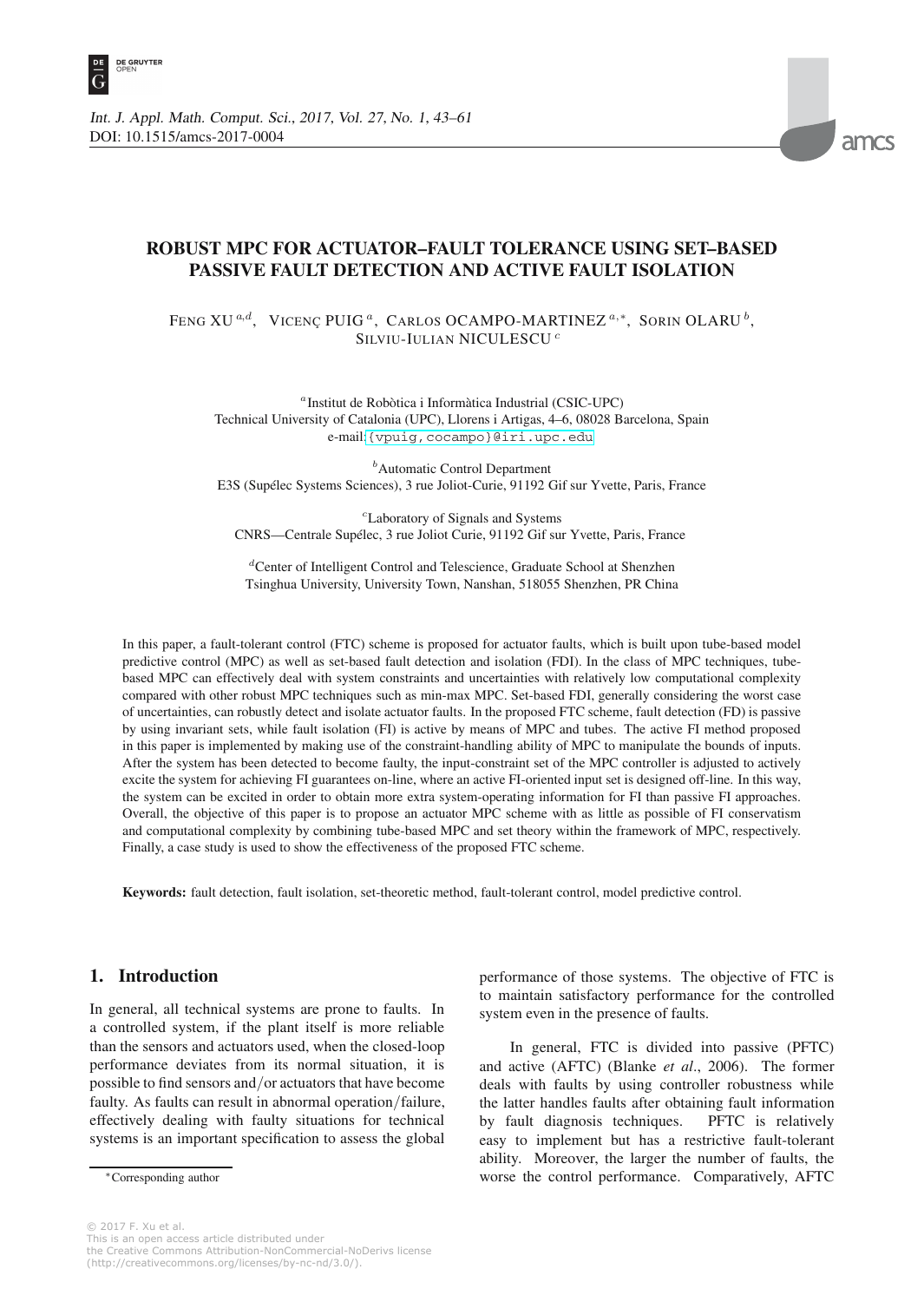# ROBUST MPC FOR ACTUATOR–FAULT TOLERANCE USING SET–BASED PASSIVE FAULT DETECTION AND ACTIVE FAULT ISOLATION

FENG XU [a,d], VICENÇ PUIG [a], CARLOS OCAMPO-MARTINEZ [a,*], SORIN OLARU [b], SILVIU-IULIAN NICULESCU [c]

[a] Institut de Robòtica i Informàtica Industrial (CSIC-UPC)
Technical University of Catalonia (UPC), Llorens i Artigas, 4–6, 08028 Barcelona, Spain
e-mail: {vpuig,cocampo}@iri.upc.edu

[b] Automatic Control Department
E3S (Supélec Systems Sciences), 3 rue Joliot-Curie, 91192 Gif sur Yvette, Paris, France

[c] Laboratory of Signals and Systems
CNRS—Centrale Supélec, 3 rue Joliot Curie, 91192 Gif sur Yvette, Paris, France

[d] Center of Intelligent Control and Telescience, Graduate School at Shenzhen
Tsinghua University, University Town, Nanshan, 518055 Shenzhen, PR China

In this paper, a fault-tolerant control (FTC) scheme is proposed for actuator faults, which is built upon tube-based model predictive control (MPC) as well as set-based fault detection and isolation (FDI). In the class of MPC techniques, tube-based MPC can effectively deal with system constraints and uncertainties with relatively low computational complexity compared with other robust MPC techniques such as min-max MPC. Set-based FDI, generally considering the worst case of uncertainties, can robustly detect and isolate actuator faults. In the proposed FTC scheme, fault detection (FD) is passive by using invariant sets, while fault isolation (FI) is active by means of MPC and tubes. The active FI method proposed in this paper is implemented by making use of the constraint-handling ability of MPC to manipulate the bounds of inputs. After the system has been detected to become faulty, the input-constraint set of the MPC controller is adjusted to actively excite the system for achieving FI guarantees on-line, where an active FI-oriented input set is designed off-line. In this way, the system can be excited in order to obtain more extra system-operating information for FI than passive FI approaches. Overall, the objective of this paper is to propose an actuator MPC scheme with as little as possible of FI conservatism and computational complexity by combining tube-based MPC and set theory within the framework of MPC, respectively. Finally, a case study is used to show the effectiveness of the proposed FTC scheme.

**Keywords:** fault detection, fault isolation, set-theoretic method, fault-tolerant control, model predictive control.

## 1. Introduction

In general, all technical systems are prone to faults. In a controlled system, if the plant itself is more reliable than the sensors and actuators used, when the closed-loop performance deviates from its normal situation, it is possible to find sensors and/or actuators that have become faulty. As faults can result in abnormal operation/failure, effectively dealing with faulty situations for technical systems is an important specification to assess the global performance of those systems. The objective of FTC is to maintain satisfactory performance for the controlled system even in the presence of faults.

In general, FTC is divided into passive (PFTC) and active (AFTC) (Blanke *et al*., 2006). The former deals with faults by using controller robustness while the latter handles faults after obtaining fault information by fault diagnosis techniques. PFTC is relatively easy to implement but has a restrictive fault-tolerant ability. Moreover, the larger the number of faults, the worse the control performance. Comparatively, AFTC

*Corresponding author

© 2017 F. Xu et al.
This is an open access article distributed under
the Creative Commons Attribution-NonCommercial-NoDerivs license
(http://creativecommons.org/licenses/by-nc-nd/3.0/).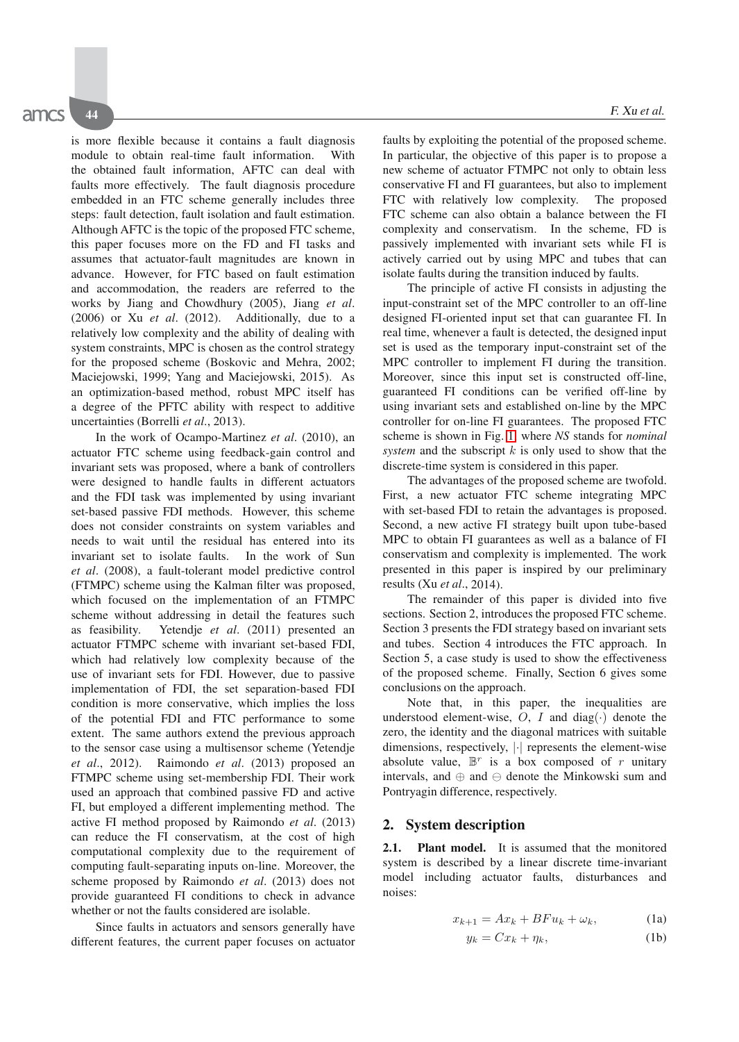is more flexible because it contains a fault diagnosis module to obtain real-time fault information. With the obtained fault information, AFTC can deal with faults more effectively. The fault diagnosis procedure embedded in an FTC scheme generally includes three steps: fault detection, fault isolation and fault estimation. Although AFTC is the topic of the proposed FTC scheme, this paper focuses more on the FD and FI tasks and assumes that actuator-fault magnitudes are known in advance. However, for FTC based on fault estimation and accommodation, the readers are referred to the works by Jiang and Chowdhury (2005), Jiang *et al.* (2006) or Xu *et al.* (2012). Additionally, due to a relatively low complexity and the ability of dealing with system constraints, MPC is chosen as the control strategy for the proposed scheme (Boskovic and Mehra, 2002; Maciejowski, 1999; Yang and Maciejowski, 2015). As an optimization-based method, robust MPC itself has a degree of the PFTC ability with respect to additive uncertainties (Borrelli *et al.*, 2013).

In the work of Ocampo-Martinez *et al.* (2010), an actuator FTC scheme using feedback-gain control and invariant sets was proposed, where a bank of controllers were designed to handle faults in different actuators and the FDI task was implemented by using invariant set-based passive FDI methods. However, this scheme does not consider constraints on system variables and needs to wait until the residual has entered into its invariant set to isolate faults. In the work of Sun *et al.* (2008), a fault-tolerant model predictive control (FTMPC) scheme using the Kalman filter was proposed, which focused on the implementation of an FTMPC scheme without addressing in detail the features such as feasibility. Yetendje *et al.* (2011) presented an actuator FTMPC scheme with invariant set-based FDI, which had relatively low complexity because of the use of invariant sets for FDI. However, due to passive implementation of FDI, the set separation-based FDI condition is more conservative, which implies the loss of the potential FDI and FTC performance to some extent. The same authors extend the previous approach to the sensor case using a multisensor scheme (Yetendje *et al.*, 2012). Raimondo *et al.* (2013) proposed an FTMPC scheme using set-membership FDI. Their work used an approach that combined passive FD and active FI, but employed a different implementing method. The active FI method proposed by Raimondo *et al.* (2013) can reduce the FI conservatism, at the cost of high computational complexity due to the requirement of computing fault-separating inputs on-line. Moreover, the scheme proposed by Raimondo *et al.* (2013) does not provide guaranteed FI conditions to check in advance whether or not the faults considered are isolable.

Since faults in actuators and sensors generally have different features, the current paper focuses on actuator faults by exploiting the potential of the proposed scheme. In particular, the objective of this paper is to propose a new scheme of actuator FTMPC not only to obtain less conservative FI and FI guarantees, but also to implement FTC with relatively low complexity. The proposed FTC scheme can also obtain a balance between the FI complexity and conservatism. In the scheme, FD is passively implemented with invariant sets while FI is actively carried out by using MPC and tubes that can isolate faults during the transition induced by faults.

The principle of active FI consists in adjusting the input-constraint set of the MPC controller to an off-line designed FI-oriented input set that can guarantee FI. In real time, whenever a fault is detected, the designed input set is used as the temporary input-constraint set of the MPC controller to implement FI during the transition. Moreover, since this input set is constructed off-line, guaranteed FI conditions can be verified off-line by using invariant sets and established on-line by the MPC controller for on-line FI guarantees. The proposed FTC scheme is shown in Fig. 1, where *NS* stands for *nominal system* and the subscript $k$ is only used to show that the discrete-time system is considered in this paper.

The advantages of the proposed scheme are twofold. First, a new actuator FTC scheme integrating MPC with set-based FDI to retain the advantages is proposed. Second, a new active FI strategy built upon tube-based MPC to obtain FI guarantees as well as a balance of FI conservatism and complexity is implemented. The work presented in this paper is inspired by our preliminary results (Xu *et al.*, 2014).

The remainder of this paper is divided into five sections. Section 2, introduces the proposed FTC scheme. Section 3 presents the FDI strategy based on invariant sets and tubes. Section 4 introduces the FTC approach. In Section 5, a case study is used to show the effectiveness of the proposed scheme. Finally, Section 6 gives some conclusions on the approach.

Note that, in this paper, the inequalities are understood element-wise, $O$, $I$ and $\mathrm{diag}(\cdot)$ denote the zero, the identity and the diagonal matrices with suitable dimensions, respectively, $|\cdot|$ represents the element-wise absolute value, $\mathbb{B}^r$ is a box composed of $r$ unitary intervals, and $\oplus$ and $\ominus$ denote the Minkowski sum and Pontryagin difference, respectively.

## 2. System description

**2.1. Plant model.** It is assumed that the monitored system is described by a linear discrete time-invariant model including actuator faults, disturbances and noises:

$$x_{k+1} = Ax_k + BFu_k + \omega_k, \tag{1a}$$

$$y_k = Cx_k + \eta_k, \tag{1b}$$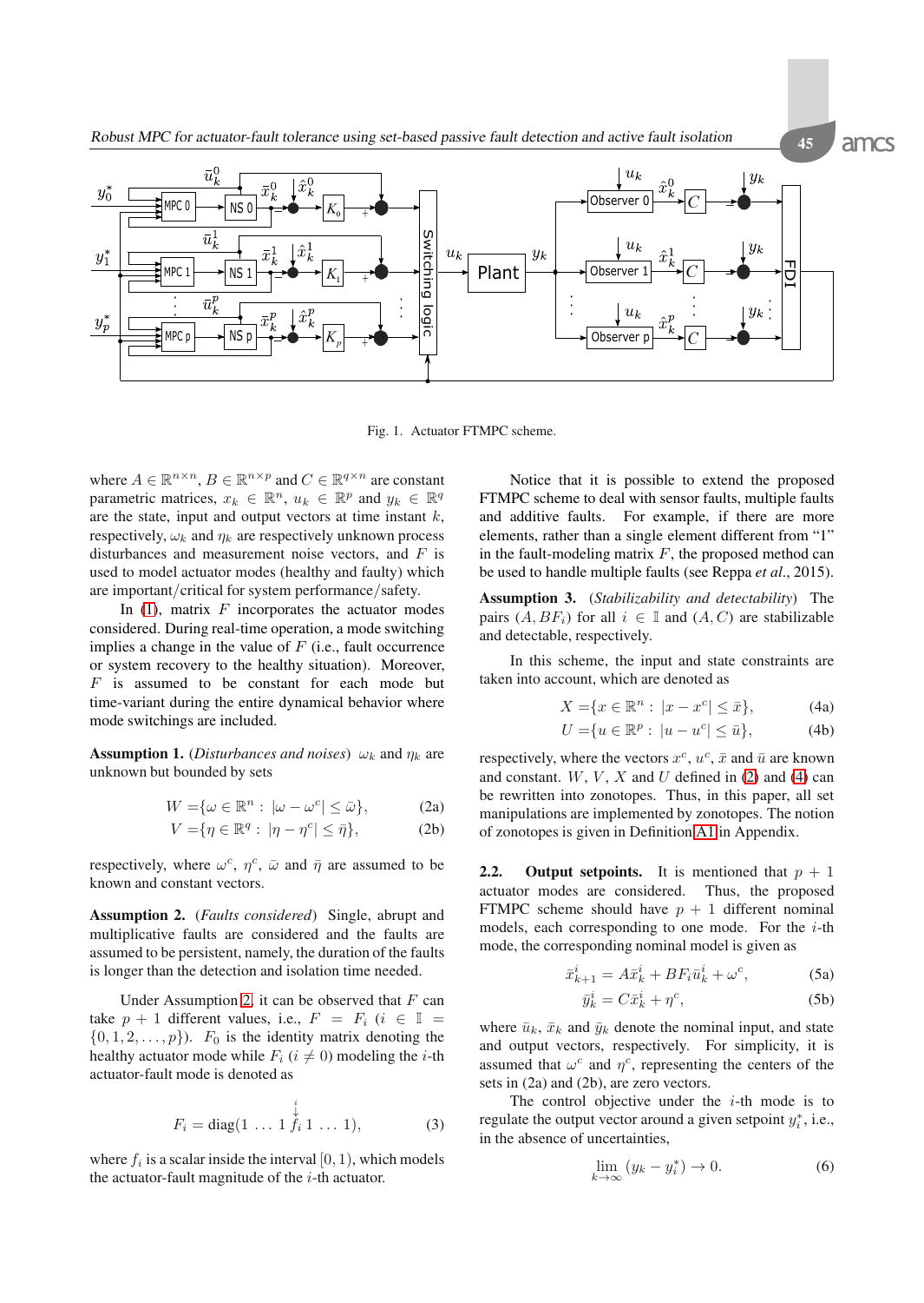Fig. 1. Actuator FTMPC scheme.

where $A \in \mathbb{R}^{n\times n}$, $B \in \mathbb{R}^{n\times p}$ and $C \in \mathbb{R}^{q\times n}$ are constant parametric matrices, $x_k \in \mathbb{R}^n$, $u_k \in \mathbb{R}^p$ and $y_k \in \mathbb{R}^q$ are the state, input and output vectors at time instant $k$, respectively, $\omega_k$ and $\eta_k$ are respectively unknown process disturbances and measurement noise vectors, and $F$ is used to model actuator modes (healthy and faulty) which are important/critical for system performance/safety.

In (1), matrix $F$ incorporates the actuator modes considered. During real-time operation, a mode switching implies a change in the value of $F$ (i.e., fault occurrence or system recovery to the healthy situation). Moreover, $F$ is assumed to be constant for each mode but time-variant during the entire dynamical behavior where mode switchings are included.

**Assumption 1.** (*Disturbances and noises*) $\omega_k$ and $\eta_k$ are unknown but bounded by sets

$$W = \{\omega \in \mathbb{R}^n : |\omega - \omega^c| \leq \bar{\omega}\}, \tag{2a}$$

$$V = \{\eta \in \mathbb{R}^q : |\eta - \eta^c| \leq \bar{\eta}\}, \tag{2b}$$

respectively, where $\omega^c$, $\eta^c$, $\bar{\omega}$ and $\bar{\eta}$ are assumed to be known and constant vectors.

**Assumption 2.** (*Faults considered*) Single, abrupt and multiplicative faults are considered and the faults are assumed to be persistent, namely, the duration of the faults is longer than the detection and isolation time needed.

Under Assumption 2, it can be observed that $F$ can take $p+1$ different values, i.e., $F = F_i$ ($i \in \mathbb{I} = \{0, 1, 2, \dots, p\}$). $F_0$ is the identity matrix denoting the healthy actuator mode while $F_i$ ($i \neq 0$) modeling the $i$-th actuator-fault mode is denoted as

$$F_i = \operatorname{diag}(1 \; \dots \; 1 \; \overset{\overset{i}{\downarrow}}{f_i} \; 1 \; \dots \; 1), \tag{3}$$

where $f_i$ is a scalar inside the interval $[0, 1)$, which models the actuator-fault magnitude of the $i$-th actuator.

Notice that it is possible to extend the proposed FTMPC scheme to deal with sensor faults, multiple faults and additive faults. For example, if there are more elements, rather than a single element different from "1" in the fault-modeling matrix $F$, the proposed method can be used to handle multiple faults (see Reppa *et al.*, 2015).

**Assumption 3.** (*Stabilizability and detectability*) The pairs $(A, BF_i)$ for all $i \in \mathbb{I}$ and $(A, C)$ are stabilizable and detectable, respectively.

In this scheme, the input and state constraints are taken into account, which are denoted as

$$X = \{x \in \mathbb{R}^n : |x - x^c| \leq \bar{x}\}, \tag{4a}$$

$$U = \{u \in \mathbb{R}^p : |u - u^c| \leq \bar{u}\}, \tag{4b}$$

respectively, where the vectors $x^c$, $u^c$, $\bar{x}$ and $\bar{u}$ are known and constant. $W$, $V$, $X$ and $U$ defined in (2) and (4) can be rewritten into zonotopes. Thus, in this paper, all set manipulations are implemented by zonotopes. The notion of zonotopes is given in Definition A1 in Appendix.

### 2.2. Output setpoints.

It is mentioned that $p+1$ actuator modes are considered. Thus, the proposed FTMPC scheme should have $p+1$ different nominal models, each corresponding to one mode. For the $i$-th mode, the corresponding nominal model is given as

$$\bar{x}^i_{k+1} = A\bar{x}^i_k + BF_i\bar{u}^i_k + \omega^c, \tag{5a}$$

$$\bar{y}^i_k = C\bar{x}^i_k + \eta^c, \tag{5b}$$

where $\bar{u}_k$, $\bar{x}_k$ and $\bar{y}_k$ denote the nominal input, and state and output vectors, respectively. For simplicity, it is assumed that $\omega^c$ and $\eta^c$, representing the centers of the sets in (2a) and (2b), are zero vectors.

The control objective under the $i$-th mode is to regulate the output vector around a given setpoint $y^*_i$, i.e., in the absence of uncertainties,

$$\lim_{k\to\infty} (y_k - y^*_i) \to 0. \tag{6}$$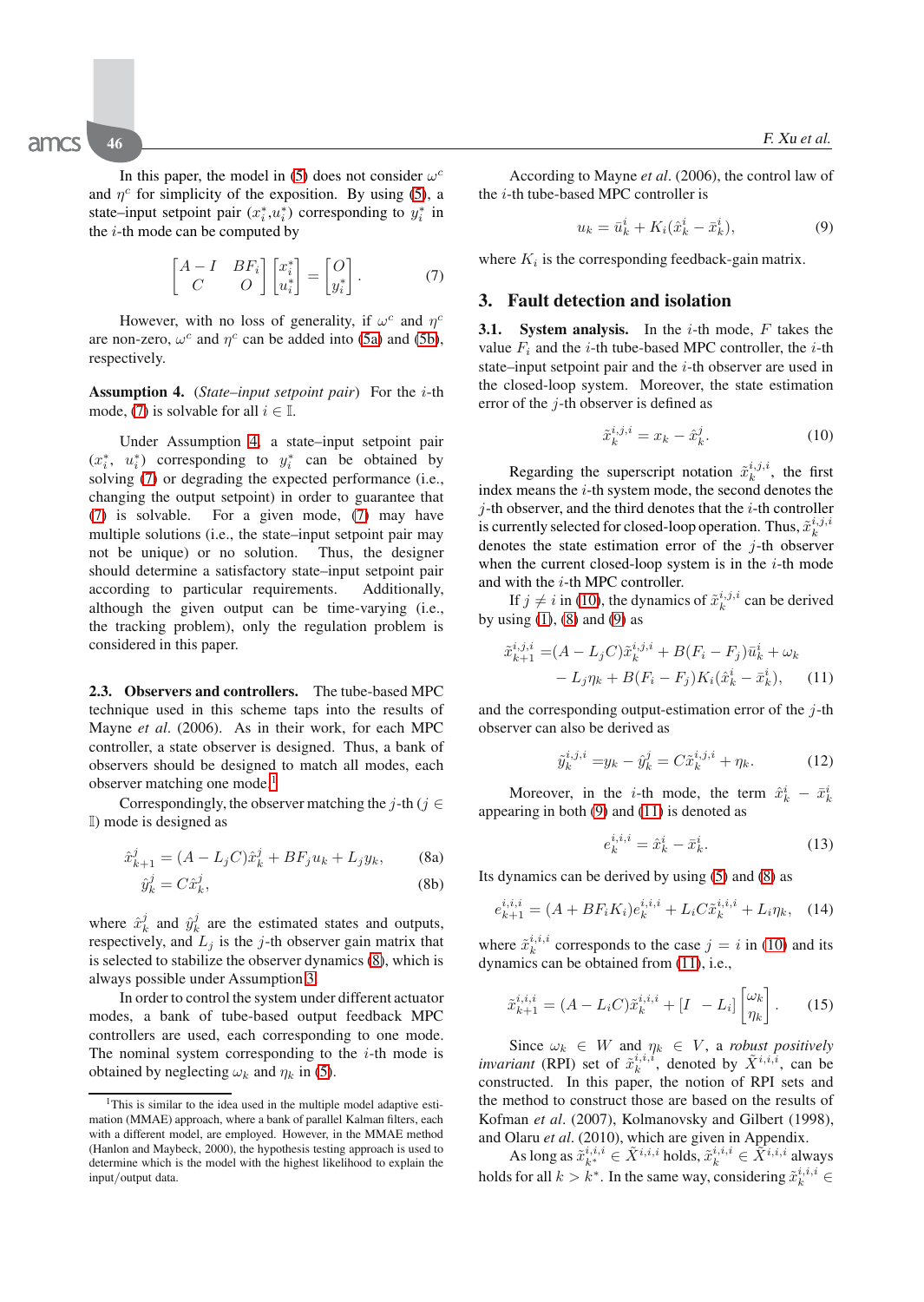In this paper, the model in (5) does not consider $\omega^c$ and $\eta^c$ for simplicity of the exposition. By using (5), a state–input setpoint pair ($x_i^*$,$u_i^*$) corresponding to $y_i^*$ in the $i$-th mode can be computed by

$$\begin{bmatrix} A-I & BF_i \\ C & O \end{bmatrix} \begin{bmatrix} x_i^* \\ u_i^* \end{bmatrix} = \begin{bmatrix} O \\ y_i^* \end{bmatrix}. \tag{7}$$

However, with no loss of generality, if $\omega^c$ and $\eta^c$ are non-zero, $\omega^c$ and $\eta^c$ can be added into (5a) and (5b), respectively.

**Assumption 4.** (*State–input setpoint pair*) For the $i$-th mode, (7) is solvable for all $i \in \mathbb{I}$.

Under Assumption 4, a state–input setpoint pair ($x_i^*$, $u_i^*$) corresponding to $y_i^*$ can be obtained by solving (7) or degrading the expected performance (i.e., changing the output setpoint) in order to guarantee that (7) is solvable. For a given mode, (7) may have multiple solutions (i.e., the state–input setpoint pair may not be unique) or no solution. Thus, the designer should determine a satisfactory state–input setpoint pair according to particular requirements. Additionally, although the given output can be time-varying (i.e., the tracking problem), only the regulation problem is considered in this paper.

### 2.3. Observers and controllers.

The tube-based MPC technique used in this scheme taps into the results of Mayne *et al*. (2006). As in their work, for each MPC controller, a state observer is designed. Thus, a bank of observers should be designed to match all modes, each observer matching one mode.[1]

Correspondingly, the observer matching the $j$-th ($j \in \mathbb{I}$) mode is designed as

$$\hat{x}_{k+1}^j = (A - L_jC)\hat{x}_k^j + BF_ju_k + L_jy_k, \tag{8a}$$

$$\hat{y}_k^j = C\hat{x}_k^j, \tag{8b}$$

where $\hat{x}_k^j$ and $\hat{y}_k^j$ are the estimated states and outputs, respectively, and $L_j$ is the $j$-th observer gain matrix that is selected to stabilize the observer dynamics (8), which is always possible under Assumption 3.

In order to control the system under different actuator modes, a bank of tube-based output feedback MPC controllers are used, each corresponding to one mode. The nominal system corresponding to the $i$-th mode is obtained by neglecting $\omega_k$ and $\eta_k$ in (5).

[1] This is similar to the idea used in the multiple model adaptive estimation (MMAE) approach, where a bank of parallel Kalman filters, each with a different model, are employed. However, in the MMAE method (Hanlon and Maybeck, 2000), the hypothesis testing approach is used to determine which is the model with the highest likelihood to explain the input/output data.

According to Mayne *et al*. (2006), the control law of the $i$-th tube-based MPC controller is

$$u_k = \bar{u}_k^i + K_i(\hat{x}_k^i - \bar{x}_k^i), \tag{9}$$

where $K_i$ is the corresponding feedback-gain matrix.

## 3. Fault detection and isolation

### 3.1. System analysis.

In the $i$-th mode, $F$ takes the value $F_i$ and the $i$-th tube-based MPC controller, the $i$-th state–input setpoint pair and the $i$-th observer are used in the closed-loop system. Moreover, the state estimation error of the $j$-th observer is defined as

$$\tilde{x}_k^{i,j,i} = x_k - \hat{x}_k^j. \tag{10}$$

Regarding the superscript notation $\tilde{x}_k^{i,j,i}$, the first index means the $i$-th system mode, the second denotes the $j$-th observer, and the third denotes that the $i$-th controller is currently selected for closed-loop operation. Thus, $\tilde{x}_k^{i,j,i}$ denotes the state estimation error of the $j$-th observer when the current closed-loop system is in the $i$-th mode and with the $i$-th MPC controller.

If $j \neq i$ in (10), the dynamics of $\tilde{x}_k^{i,j,i}$ can be derived by using (1), (8) and (9) as

$$\begin{aligned}\tilde{x}_{k+1}^{i,j,i} =& (A - L_jC)\tilde{x}_k^{i,j,i} + B(F_i - F_j)\bar{u}_k^i + \omega_k \\ & - L_j\eta_k + B(F_i - F_j)K_i(\hat{x}_k^i - \bar{x}_k^i),\end{aligned} \tag{11}$$

and the corresponding output-estimation error of the $j$-th observer can also be derived as

$$\tilde{y}_k^{i,j,i} = y_k - \hat{y}_k^j = C\tilde{x}_k^{i,j,i} + \eta_k. \tag{12}$$

Moreover, in the $i$-th mode, the term $\hat{x}_k^i - \bar{x}_k^i$ appearing in both (9) and (11) is denoted as

$$e_k^{i,i,i} = \hat{x}_k^i - \bar{x}_k^i. \tag{13}$$

Its dynamics can be derived by using (5) and (8) as

$$e_{k+1}^{i,i,i} = (A + BF_iK_i)e_k^{i,i,i} + L_iC\tilde{x}_k^{i,i,i} + L_i\eta_k, \tag{14}$$

where $\tilde{x}_k^{i,i,i}$ corresponds to the case $j = i$ in (10) and its dynamics can be obtained from (11), i.e.,

$$\tilde{x}_{k+1}^{i,i,i} = (A - L_iC)\tilde{x}_k^{i,i,i} + [I \quad -L_i] \begin{bmatrix} \omega_k \\ \eta_k \end{bmatrix}. \tag{15}$$

Since $\omega_k \in W$ and $\eta_k \in V$, a *robust positively invariant* (RPI) set of $\tilde{x}_k^{i,i,i}$, denoted by $\tilde{X}^{i,i,i}$, can be constructed. In this paper, the notion of RPI sets and the method to construct those are based on the results of Kofman *et al*. (2007), Kolmanovsky and Gilbert (1998), and Olaru *et al*. (2010), which are given in Appendix.

As long as $\tilde{x}_{k^*}^{i,i,i} \in \tilde{X}^{i,i,i}$ holds, $\tilde{x}_k^{i,i,i} \in \tilde{X}^{i,i,i}$ always holds for all $k > k^*$. In the same way, considering $\tilde{x}_k^{i,i,i} \in$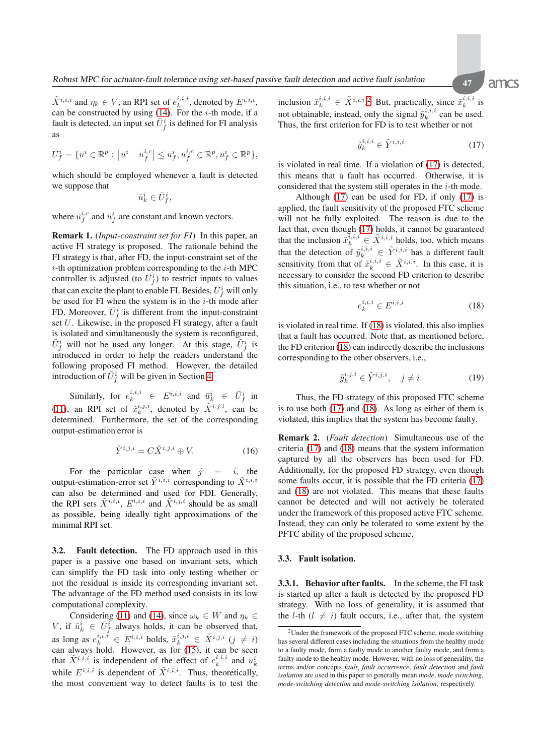$\tilde{X}^{i,i,i}$ and $\eta_k \in V$, an RPI set of $e_k^{i,i,i}$, denoted by $E^{i,i,i}$, can be constructed by using (14). For the $i$-th mode, if a fault is detected, an input set $\bar{U}_f^i$ is defined for FI analysis as

$$\bar{U}_f^i = \{\bar{u}^i \in \mathbb{R}^p : \left|\bar{u}^i - \bar{u}_f^{i,c}\right| \le \bar{u}_f^i, \bar{u}_f^{i,c} \in \mathbb{R}^p, \bar{u}_f^i \in \mathbb{R}^p\},$$

which should be employed whenever a fault is detected we suppose that

$$\bar{u}_k^i \in \bar{U}_f^i,$$

where $\bar{u}_f^{i,c}$ and $\bar{u}_f^i$ are constant and known vectors.

**Remark 1.** (*Input-constraint set for FI*) In this paper, an active FI strategy is proposed. The rationale behind the FI strategy is that, after FD, the input-constraint set of the $i$-th optimization problem corresponding to the $i$-th MPC controller is adjusted (to $\bar{U}_f^i$) to restrict inputs to values that can excite the plant to enable FI. Besides, $\bar{U}_f^i$ will only be used for FI when the system is in the $i$-th mode after FD. Moreover, $\bar{U}_f^i$ is different from the input-constraint set $U$. Likewise, in the proposed FI strategy, after a fault is isolated and simultaneously the system is reconfigured, $\bar{U}_f^i$ will not be used any longer. At this stage, $\bar{U}_f^i$ is introduced in order to help the readers understand the following proposed FI method. However, the detailed introduction of $\bar{U}_f^i$ will be given in Section 4.

Similarly, for $e_k^{i,i,i} \in E^{i,i,i}$ and $\bar{u}_k^i \in \bar{U}_f^i$ in (11), an RPI set of $\tilde{x}_k^{i,j,i}$, denoted by $\tilde{X}^{i,j,i}$, can be determined. Furthermore, the set of the corresponding output-estimation error is

$$\tilde{Y}^{i,j,i} = C\tilde{X}^{i,j,i} \oplus V. \tag{16}$$

For the particular case when $j = i$, the output-estimation-error set $\tilde{Y}^{i,i,i}$ corresponding to $\tilde{X}^{i,i,i}$ can also be determined and used for FDI. Generally, the RPI sets $\tilde{X}^{i,i,i}$, $E^{i,i,i}$ and $\tilde{X}^{i,j,i}$ should be as small as possible, being ideally tight approximations of the minimal RPI set.

### 3.2. Fault detection.

The FD approach used in this paper is a passive one based on invariant sets, which can simplify the FD task into only testing whether or not the residual is inside its corresponding invariant set. The advantage of the FD method used consists in its low computational complexity.

Considering (11) and (14), since $\omega_k \in W$ and $\eta_k \in V$, if $\bar{u}_k^i \in \bar{U}_f^i$ always holds, it can be observed that, as long as $e_k^{i,i,i} \in E^{i,i,i}$ holds, $\tilde{x}_k^{i,j,i} \in \tilde{X}^{i,j,i}$ $(j \ne i)$ can always hold. However, as for (15), it can be seen that $\tilde{X}^{i,i,i}$ is independent of the effect of $e_k^{i,i,i}$ and $\bar{u}_k^i$ while $E^{i,i,i}$ is dependent of $\tilde{X}^{i,i,i}$. Thus, theoretically, the most convenient way to detect faults is to test the inclusion $\tilde{x}_k^{i,i,i} \in \tilde{X}^{i,i,i}$.[2] But, practically, since $\tilde{x}_k^{i,i,i}$ is not obtainable, instead, only the signal $\tilde{y}_k^{i,i,i}$ can be used. Thus, the first criterion for FD is to test whether or not

$$\tilde{y}_k^{i,i,i} \in \tilde{Y}^{i,i,i} \tag{17}$$

is violated in real time. If a violation of (17) is detected, this means that a fault has occurred. Otherwise, it is considered that the system still operates in the $i$-th mode.

Although (17) can be used for FD, if only (17) is applied, the fault sensitivity of the proposed FTC scheme will not be fully exploited. The reason is due to the fact that, even though (17) holds, it cannot be guaranteed that the inclusion $\tilde{x}_k^{i,i,i} \in \tilde{X}^{i,i,i}$ holds, too, which means that the detection of $\tilde{y}_k^{i,i,i} \in \tilde{Y}^{i,i,i}$ has a different fault sensitivity from that of $\tilde{x}_k^{i,i,i} \in \tilde{X}^{i,i,i}$. In this case, it is necessary to consider the second FD criterion to describe this situation, i.e., to test whether or not

$$e_k^{i,i,i} \in E^{i,i,i} \tag{18}$$

is violated in real time. If (18) is violated, this also implies that a fault has occurred. Note that, as mentioned before, the FD criterion (18) can indirectly describe the inclusions corresponding to the other observers, i.e.,

$$\tilde{y}_k^{i,j,i} \in \tilde{Y}^{i,j,i}, \quad j \ne i. \tag{19}$$

Thus, the FD strategy of this proposed FTC scheme is to use both (17) and (18). As long as either of them is violated, this implies that the system has become faulty.

**Remark 2.** (*Fault detection*) Simultaneous use of the criteria (17) and (18) means that the system information captured by all the observers has been used for FD. Additionally, for the proposed FD strategy, even though some faults occur, it is possible that the FD criteria (17) and (18) are not violated. This means that these faults cannot be detected and will not actively be tolerated under the framework of this proposed active FTC scheme. Instead, they can only be tolerated to some extent by the PFTC ability of the proposed scheme.

### 3.3. Fault isolation.

#### 3.3.1. Behavior after faults.

In the scheme, the FI task is started up after a fault is detected by the proposed FD strategy. With no loss of generality, it is assumed that the $l$-th $(l \ne i)$ fault occurs, i.e., after that, the system

[2] Under the framework of the proposed FTC scheme, mode switching has several different cases including the situations from the healthy mode to a faulty mode, from a faulty mode to another faulty mode, and from a faulty mode to the healthy mode. However, with no loss of generality, the terms and/or concepts *fault*, *fault occurrence*, *fault detection* and *fault isolation* are used in this paper to generally mean *mode*, *mode switching*, *mode-switching detection* and *mode-switching isolation*, respectively.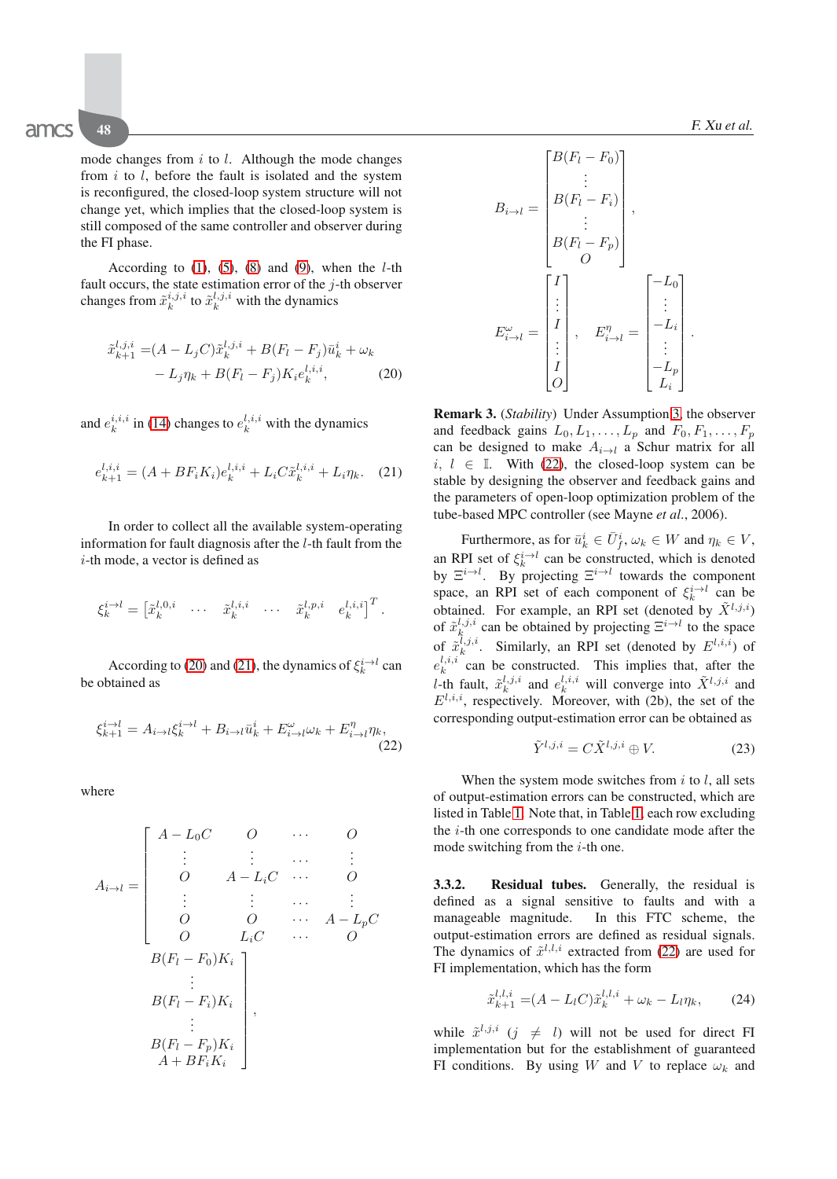mode changes from $i$ to $l$. Although the mode changes from $i$ to $l$, before the fault is isolated and the system is reconfigured, the closed-loop system structure will not change yet, which implies that the closed-loop system is still composed of the same controller and observer during the FI phase.

According to (1), (5), (8) and (9), when the $l$-th fault occurs, the state estimation error of the $j$-th observer changes from $\tilde{x}_k^{i,j,i}$ to $\tilde{x}_k^{l,j,i}$ with the dynamics

$$\begin{aligned}\tilde{x}_{k+1}^{l,j,i} =& (A - L_j C)\tilde{x}_k^{l,j,i} + B(F_l - F_j)\bar{u}_k^i + \omega_k \\ &- L_j \eta_k + B(F_l - F_j)K_i e_k^{l,i,i},\end{aligned} \tag{20}$$

and $e_k^{i,i,i}$ in (14) changes to $e_k^{l,i,i}$ with the dynamics

$$e_{k+1}^{l,i,i} = (A + BF_i K_i)e_k^{l,i,i} + L_i C\tilde{x}_k^{l,i,i} + L_i \eta_k. \tag{21}$$

In order to collect all the available system-operating information for fault diagnosis after the $l$-th fault from the $i$-th mode, a vector is defined as

$$\xi_k^{i\to l} = \begin{bmatrix}\tilde{x}_k^{l,0,i} & \cdots & \tilde{x}_k^{l,i,i} & \cdots & \tilde{x}_k^{l,p,i} & e_k^{l,i,i}\end{bmatrix}^T.$$

According to (20) and (21), the dynamics of $\xi_k^{i\to l}$ can be obtained as

$$\xi_{k+1}^{i\to l} = A_{i\to l}\xi_k^{i\to l} + B_{i\to l}\bar{u}_k^i + E_{i\to l}^{\omega}\omega_k + E_{i\to l}^{\eta}\eta_k, \tag{22}$$

where

$$A_{i\to l} = \left[\begin{array}{cccc|c} A - L_0 C & O & \cdots & O & B(F_l - F_0)K_i \\ \vdots & \vdots & \cdots & \vdots & \vdots \\ O & A - L_i C & \cdots & O & B(F_l - F_i)K_i \\ \vdots & \vdots & \cdots & \vdots & \vdots \\ O & O & \cdots & A - L_p C & B(F_l - F_p)K_i \\ O & L_i C & \cdots & O & A + BF_i K_i \end{array}\right],$$

$$B_{i\to l} = \begin{bmatrix} B(F_l - F_0) \\ \vdots \\ B(F_l - F_i) \\ \vdots \\ B(F_l - F_p) \\ O \end{bmatrix},$$

$$E_{i\to l}^{\omega} = \begin{bmatrix} I \\ \vdots \\ I \\ \vdots \\ I \\ O \end{bmatrix}, \quad E_{i\to l}^{\eta} = \begin{bmatrix} -L_0 \\ \vdots \\ -L_i \\ \vdots \\ -L_p \\ L_i \end{bmatrix}.$$

**Remark 3.** (*Stability*) Under Assumption 3, the observer and feedback gains $L_0, L_1, \ldots, L_p$ and $F_0, F_1, \ldots, F_p$ can be designed to make $A_{i\to l}$ a Schur matrix for all $i,\ l \in \mathbb{I}$. With (22), the closed-loop system can be stable by designing the observer and feedback gains and the parameters of open-loop optimization problem of the tube-based MPC controller (see Mayne *et al.*, 2006).

Furthermore, as for $\bar{u}_k^i \in \bar{U}_f^i$, $\omega_k \in W$ and $\eta_k \in V$, an RPI set of $\xi_k^{i\to l}$ can be constructed, which is denoted by $\Xi^{i\to l}$. By projecting $\Xi^{i\to l}$ towards the component space, an RPI set of each component of $\xi_k^{i\to l}$ can be obtained. For example, an RPI set (denoted by $\tilde{X}^{l,j,i}$) of $\tilde{x}_k^{l,j,i}$ can be obtained by projecting $\Xi^{i\to l}$ to the space of $\tilde{x}_k^{l,j,i}$. Similarly, an RPI set (denoted by $E^{l,i,i}$) of $e_k^{l,i,i}$ can be constructed. This implies that, after the $l$-th fault, $\tilde{x}_k^{l,j,i}$ and $e_k^{l,i,i}$ will converge into $\tilde{X}^{l,j,i}$ and $E^{l,i,i}$, respectively. Moreover, with (2b), the set of the corresponding output-estimation error can be obtained as

$$\tilde{Y}^{l,j,i} = C\tilde{X}^{l,j,i} \oplus V. \tag{23}$$

When the system mode switches from $i$ to $l$, all sets of output-estimation errors can be constructed, which are listed in Table 1. Note that, in Table 1, each row excluding the $i$-th one corresponds to one candidate mode after the mode switching from the $i$-th one.

### 3.3.2. Residual tubes.

Generally, the residual is defined as a signal sensitive to faults and with a manageable magnitude. In this FTC scheme, the output-estimation errors are defined as residual signals. The dynamics of $\tilde{x}^{l,l,i}$ extracted from (22) are used for FI implementation, which has the form

$$\tilde{x}_{k+1}^{l,l,i} = (A - L_l C)\tilde{x}_k^{l,l,i} + \omega_k - L_l \eta_k, \tag{24}$$

while $\tilde{x}^{l,j,i}$ ($j \neq l$) will not be used for direct FI implementation but for the establishment of guaranteed FI conditions. By using $W$ and $V$ to replace $\omega_k$ and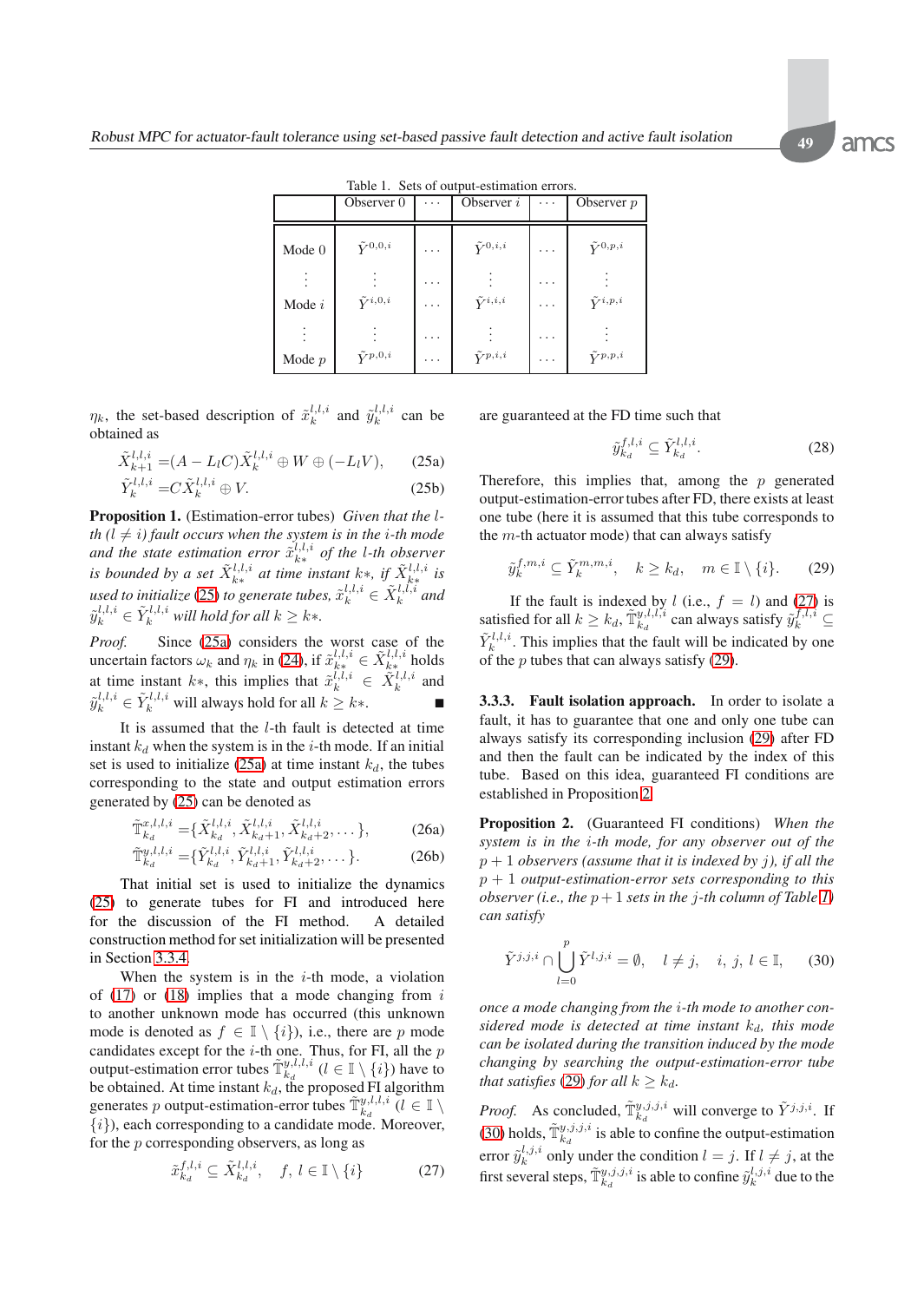Table 1. Sets of output-estimation errors.

| | Observer 0 | $\cdots$ | Observer $i$ | $\cdots$ | Observer $p$ |
|---|---|---|---|---|---|
| Mode 0 | $\tilde{Y}^{0,0,i}$ | $\cdots$ | $\tilde{Y}^{0,i,i}$ | $\cdots$ | $\tilde{Y}^{0,p,i}$ |
| $\vdots$ | $\vdots$ | $\cdots$ | $\vdots$ | $\cdots$ | $\vdots$ |
| Mode $i$ | $\tilde{Y}^{i,0,i}$ | $\cdots$ | $\tilde{Y}^{i,i,i}$ | $\cdots$ | $\tilde{Y}^{i,p,i}$ |
| $\vdots$ | $\vdots$ | $\cdots$ | $\vdots$ | $\cdots$ | $\vdots$ |
| Mode $p$ | $\tilde{Y}^{p,0,i}$ | $\cdots$ | $\tilde{Y}^{p,i,i}$ | $\cdots$ | $\tilde{Y}^{p,p,i}$ |

$\eta_k$, the set-based description of $\tilde{x}_k^{l,l,i}$ and $\tilde{y}_k^{l,l,i}$ can be obtained as

$$\tilde{X}_{k+1}^{l,l,i} = (A - L_l C)\tilde{X}_k^{l,l,i} \oplus W \oplus (-L_l V), \tag{25a}$$

$$\tilde{Y}_k^{l,l,i} = C\tilde{X}_k^{l,l,i} \oplus V. \tag{25b}$$

**Proposition 1.** (Estimation-error tubes) *Given that the $l$-th ($l \neq i$) fault occurs when the system is in the $i$-th mode and the state estimation error $\tilde{x}_{k*}^{l,l,i}$ of the $l$-th observer is bounded by a set $\tilde{X}_{k*}^{l,l,i}$ at time instant $k*$, if $\tilde{X}_{k*}^{l,l,i}$ is used to initialize (25) to generate tubes, $\tilde{x}_k^{l,l,i} \in \tilde{X}_k^{l,l,i}$ and $\tilde{y}_k^{l,l,i} \in \tilde{Y}_k^{l,l,i}$ will hold for all $k \geq k*$.*

*Proof.* Since (25a) considers the worst case of the uncertain factors $\omega_k$ and $\eta_k$ in (24), if $\tilde{x}_{k*}^{l,l,i} \in \tilde{X}_{k*}^{l,l,i}$ holds at time instant $k*$, this implies that $\tilde{x}_k^{l,l,i} \in \tilde{X}_k^{l,l,i}$ and $\tilde{y}_k^{l,l,i} \in \tilde{Y}_k^{l,l,i}$ will always hold for all $k \geq k*$. ■

It is assumed that the $l$-th fault is detected at time instant $k_d$ when the system is in the $i$-th mode. If an initial set is used to initialize (25a) at time instant $k_d$, the tubes corresponding to the state and output estimation errors generated by (25) can be denoted as

$$\tilde{\mathbb{T}}_{k_d}^{x,l,l,i} = \{\tilde{X}_{k_d}^{l,l,i}, \tilde{X}_{k_d+1}^{l,l,i}, \tilde{X}_{k_d+2}^{l,l,i}, \dots\}, \tag{26a}$$

$$\tilde{\mathbb{T}}_{k_d}^{y,l,l,i} = \{\tilde{Y}_{k_d}^{l,l,i}, \tilde{Y}_{k_d+1}^{l,l,i}, \tilde{Y}_{k_d+2}^{l,l,i}, \dots\}. \tag{26b}$$

That initial set is used to initialize the dynamics (25) to generate tubes for FI and introduced here for the discussion of the FI method. A detailed construction method for set initialization will be presented in Section 3.3.4.

When the system is in the $i$-th mode, a violation of (17) or (18) implies that a mode changing from $i$ to another unknown mode has occurred (this unknown mode is denoted as $f \in \mathbb{I} \setminus \{i\}$), i.e., there are $p$ mode candidates except for the $i$-th one. Thus, for FI, all the $p$ output-estimation error tubes $\tilde{\mathbb{T}}_{k_d}^{y,l,l,i}$ ($l \in \mathbb{I} \setminus \{i\}$) have to be obtained. At time instant $k_d$, the proposed FI algorithm generates $p$ output-estimation-error tubes $\tilde{\mathbb{T}}_{k_d}^{y,l,l,i}$ ($l \in \mathbb{I} \setminus \{i\}$), each corresponding to a candidate mode. Moreover, for the $p$ corresponding observers, as long as

$$\tilde{x}_{k_d}^{f,l,i} \subseteq \tilde{X}_{k_d}^{l,l,i}, \quad f,\, l \in \mathbb{I} \setminus \{i\} \tag{27}$$

are guaranteed at the FD time such that

$$\tilde{y}_{k_d}^{f,l,i} \subseteq \tilde{Y}_{k_d}^{l,l,i}. \tag{28}$$

Therefore, this implies that, among the $p$ generated output-estimation-error tubes after FD, there exists at least one tube (here it is assumed that this tube corresponds to the $m$-th actuator mode) that can always satisfy

$$\tilde{y}_k^{f,m,i} \subseteq \tilde{Y}_k^{m,m,i}, \quad k \geq k_d, \quad m \in \mathbb{I} \setminus \{i\}. \tag{29}$$

If the fault is indexed by $l$ (i.e., $f = l$) and (27) is satisfied for all $k \geq k_d$, $\tilde{\mathbb{T}}_{k_d}^{y,l,l,i}$ can always satisfy $\tilde{y}_k^{f,l,i} \subseteq \tilde{Y}_k^{l,l,i}$. This implies that the fault will be indicated by one of the $p$ tubes that can always satisfy (29).

#### 3.3.3. Fault isolation approach.

In order to isolate a fault, it has to guarantee that one and only one tube can always satisfy its corresponding inclusion (29) after FD and then the fault can be indicated by the index of this tube. Based on this idea, guaranteed FI conditions are established in Proposition 2.

**Proposition 2.** (Guaranteed FI conditions) *When the system is in the $i$-th mode, for any observer out of the $p+1$ observers (assume that it is indexed by $j$), if all the $p+1$ output-estimation-error sets corresponding to this observer (i.e., the $p+1$ sets in the $j$-th column of Table 1) can satisfy*

$$\tilde{Y}^{j,j,i} \cap \bigcup_{l=0}^{p} \tilde{Y}^{l,j,i} = \emptyset, \quad l \neq j, \quad i,\, j,\, l \in \mathbb{I}, \tag{30}$$

*once a mode changing from the $i$-th mode to another considered mode is detected at time instant $k_d$, this mode can be isolated during the transition induced by the mode changing by searching the output-estimation-error tube that satisfies (29) for all $k \geq k_d$.*

*Proof.* As concluded, $\tilde{\mathbb{T}}_{k_d}^{y,j,j,i}$ will converge to $\tilde{Y}^{j,j,i}$. If (30) holds, $\tilde{\mathbb{T}}_{k_d}^{y,j,j,i}$ is able to confine the output-estimation error $\tilde{y}_k^{l,j,i}$ only under the condition $l = j$. If $l \neq j$, at the first several steps, $\tilde{\mathbb{T}}_{k_d}^{y,j,j,i}$ is able to confine $\tilde{y}_k^{l,j,i}$ due to the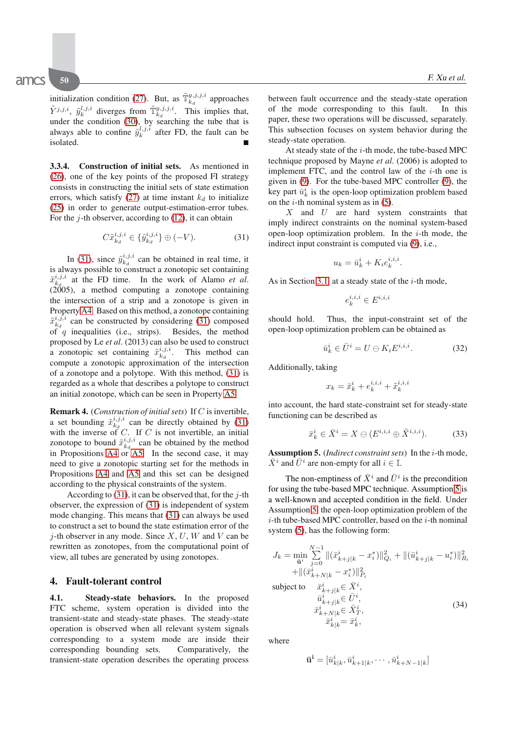initialization condition (27). But, as $\tilde{\mathbb{T}}^{y,j,i}_{k_d}$ approaches $\tilde{Y}^{j,i}$, $\tilde{y}^{l,j,i}_k$ diverges from $\tilde{\mathbb{T}}^{y,j,i}_{k_d}$. This implies that, under the condition (30), by searching the tube that is always able to confine $\tilde{y}^{l,j,i}_k$ after FD, the fault can be isolated. ■

**3.3.4. Construction of initial sets.** As mentioned in (26), one of the key points of the proposed FI strategy consists in constructing the initial sets of state estimation errors, which satisfy (27) at time instant $k_d$ to initialize (25) in order to generate output-estimation-error tubes. For the $j$-th observer, according to (12), it can obtain

$$C\tilde{x}^{j,i}_{k_d} \in \{\tilde{y}^{j,i}_{k_d}\} \oplus (-V). \tag{31}$$

In (31), since $\tilde{y}^{j,i}_{k_d}$ can be obtained in real time, it is always possible to construct a zonotopic set containing $\tilde{x}^{i,j,i}_{k_d}$ at the FD time. In the work of Alamo *et al.* (2005), a method computing a zonotope containing the intersection of a strip and a zonotope is given in Property A4. Based on this method, a zonotope containing $\tilde{x}^{i,j,i}_{k_d}$ can be constructed by considering (31) composed of $q$ inequalities (i.e., strips). Besides, the method proposed by Le *et al*. (2013) can also be used to construct a zonotopic set containing $\tilde{x}^{i,j,i}_{k_d}$. This method can compute a zonotopic approximation of the intersection of a zonotope and a polytope. With this method, (31) is regarded as a whole that describes a polytope to construct an initial zonotope, which can be seen in Property A5.

**Remark 4.** (*Construction of initial sets*) If $C$ is invertible, a set bounding $\tilde{x}^{i,j,i}_{k_d}$ can be directly obtained by (31) with the inverse of $C$. If $C$ is not invertible, an initial zonotope to bound $\tilde{x}^{i,j,i}_{k_d}$ can be obtained by the method in Propositions A4 or A5. In the second case, it may need to give a zonotopic starting set for the methods in Propositions A4 and A5 and this set can be designed according to the physical constraints of the system.

According to (31), it can be observed that, for the $j$-th observer, the expression of (31) is independent of system mode changing. This means that (31) can always be used to construct a set to bound the state estimation error of the $j$-th observer in any mode. Since $X$, $U$, $W$ and $V$ can be rewritten as zonotopes, from the computational point of view, all tubes are generated by using zonotopes.

## 4. Fault-tolerant control

**4.1. Steady-state behaviors.** In the proposed FTC scheme, system operation is divided into the transient-state and steady-state phases. The steady-state operation is observed when all relevant system signals corresponding to a system mode are inside their corresponding bounding sets. Comparatively, the transient-state operation describes the operating process between fault occurrence and the steady-state operation of the mode corresponding to this fault. In this paper, these two operations will be discussed, separately. This subsection focuses on system behavior during the steady-state operation.

At steady state of the $i$-th mode, the tube-based MPC technique proposed by Mayne *et al*. (2006) is adopted to implement FTC, and the control law of the $i$-th one is given in (9). For the tube-based MPC controller (9), the key part $\bar{u}^i_k$ is the open-loop optimization problem based on the $i$-th nominal system as in (5).

$X$ and $U$ are hard system constraints that imply indirect constraints on the nominal system-based open-loop optimization problem. In the $i$-th mode, the indirect input constraint is computed via (9), i.e.,

$$u_k = \bar{u}^i_k + K_i e^{i,i,i}_k.$$

As in Section 3.1, at a steady state of the $i$-th mode,

$$e^{i,i,i}_k \in E^{i,i,i}$$

should hold. Thus, the input-constraint set of the open-loop optimization problem can be obtained as

$$\bar{u}^i_k \in \bar{U}^i = U \ominus K_i E^{i,i,i}. \tag{32}$$

Additionally, taking

$$x_k = \bar{x}^i_k + e^{i,i,i}_k + \tilde{x}^{i,i,i}_k$$

into account, the hard state-constraint set for steady-state functioning can be described as

$$\bar{x}^i_k \in \bar{X}^i = X \ominus (E^{i,i,i} \oplus \tilde{X}^{i,i,i}). \tag{33}$$

**Assumption 5.** (*Indirect constraint sets*) In the $i$-th mode, $\bar{X}^i$ and $\bar{U}^i$ are non-empty for all $i \in \mathbb{I}$.

The non-emptiness of $\bar{X}^i$ and $\bar{U}^i$ is the precondition for using the tube-based MPC technique. Assumption 5 is a well-known and accepted condition in the field. Under Assumption 5, the open-loop optimization problem of the $i$-th tube-based MPC controller, based on the $i$-th nominal system (5), has the following form:

$$
\begin{aligned}
J_k = \min_{\bar{\mathbf{u}}^i} \sum_{j=0}^{N-1} &\|(\bar{x}^i_{k+j|k} - x^*_i)\|^2_{Q_i} + \|(\bar{u}^i_{k+j|k} - u^*_i)\|^2_{R_i} \\
&+ \|(\bar{x}^i_{k+N|k} - x^*_i)\|^2_{P_i} \\
\text{subject to} \quad &\bar{x}^i_{k+j|k} \in \bar{X}^i, \\
&\bar{u}^i_{k+j|k} \in \bar{U}^i, \\
&\bar{x}^i_{k+N|k} \in \bar{X}^i_T, \\
&\bar{x}^i_{k|k} = \bar{x}^i_k,
\end{aligned}
\tag{34}
$$

where

$$\bar{\mathbf{u}}^{\mathbf{i}} = [\bar{u}^i_{k|k}, \bar{u}^i_{k+1|k}, \cdots, \bar{u}^i_{k+N-1|k}]$$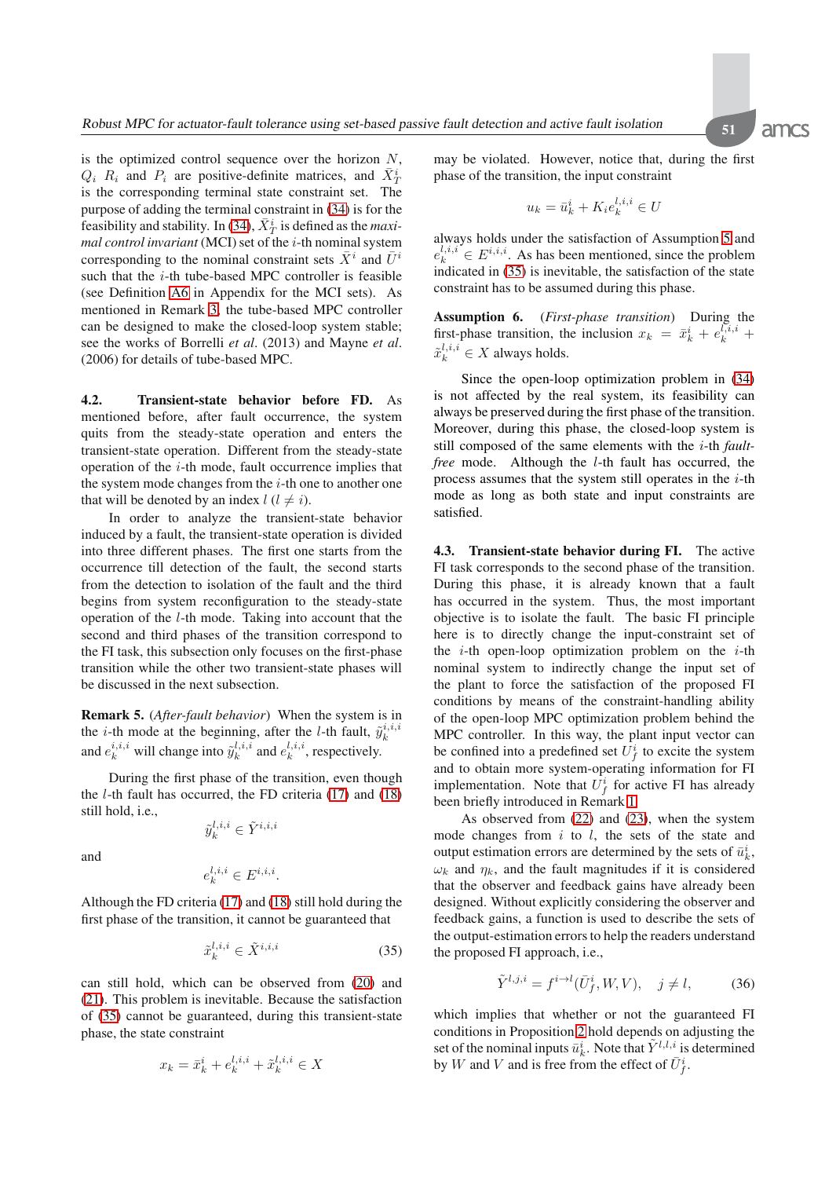is the optimized control sequence over the horizon $N$, $Q_i$ $R_i$ and $P_i$ are positive-definite matrices, and $\bar{X}_T^i$ is the corresponding terminal state constraint set. The purpose of adding the terminal constraint in (34) is for the feasibility and stability. In (34), $\bar{X}_T^i$ is defined as the *maximal control invariant* (MCI) set of the $i$-th nominal system corresponding to the nominal constraint sets $\bar{X}^i$ and $\bar{U}^i$ such that the $i$-th tube-based MPC controller is feasible (see Definition A6 in Appendix for the MCI sets). As mentioned in Remark 3, the tube-based MPC controller can be designed to make the closed-loop system stable; see the works of Borrelli *et al*. (2013) and Mayne *et al*. (2006) for details of tube-based MPC.

### 4.2. Transient-state behavior before FD.

As mentioned before, after fault occurrence, the system quits from the steady-state operation and enters the transient-state operation. Different from the steady-state operation of the $i$-th mode, fault occurrence implies that the system mode changes from the $i$-th one to another one that will be denoted by an index $l$ $(l \neq i)$.

In order to analyze the transient-state behavior induced by a fault, the transient-state operation is divided into three different phases. The first one starts from the occurrence till detection of the fault, the second starts from the detection to isolation of the fault and the third begins from system reconfiguration to the steady-state operation of the $l$-th mode. Taking into account that the second and third phases of the transition correspond to the FI task, this subsection only focuses on the first-phase transition while the other two transient-state phases will be discussed in the next subsection.

**Remark 5.** (*After-fault behavior*) When the system is in the $i$-th mode at the beginning, after the $l$-th fault, $\tilde{y}_k^{i,i,i}$ and $e_k^{i,i,i}$ will change into $\tilde{y}_k^{l,i,i}$ and $e_k^{l,i,i}$, respectively.

During the first phase of the transition, even though the $l$-th fault has occurred, the FD criteria (17) and (18) still hold, i.e.,

$$\tilde{y}_k^{l,i,i} \in \tilde{Y}^{i,i,i}$$

and

$$e_k^{l,i,i} \in E^{i,i,i}.$$

Although the FD criteria (17) and (18) still hold during the first phase of the transition, it cannot be guaranteed that

$$\tilde{x}_k^{l,i,i} \in \tilde{X}^{i,i,i} \tag{35}$$

can still hold, which can be observed from (20) and (21). This problem is inevitable. Because the satisfaction of (35) cannot be guaranteed, during this transient-state phase, the state constraint

$$x_k = \bar{x}_k^i + e_k^{l,i,i} + \tilde{x}_k^{l,i,i} \in X$$

may be violated. However, notice that, during the first phase of the transition, the input constraint

$$u_k = \bar{u}_k^i + K_i e_k^{l,i,i} \in U$$

always holds under the satisfaction of Assumption 5 and $e_k^{l,i,i} \in E^{i,i,i}$. As has been mentioned, since the problem indicated in (35) is inevitable, the satisfaction of the state constraint has to be assumed during this phase.

**Assumption 6.** (*First-phase transition*) During the first-phase transition, the inclusion $x_k = \bar{x}_k^i + e_k^{l,i,i} + \tilde{x}_k^{l,i,i} \in X$ always holds.

Since the open-loop optimization problem in (34) is not affected by the real system, its feasibility can always be preserved during the first phase of the transition. Moreover, during this phase, the closed-loop system is still composed of the same elements with the $i$-th *fault-free* mode. Although the $l$-th fault has occurred, the process assumes that the system still operates in the $i$-th mode as long as both state and input constraints are satisfied.

### 4.3. Transient-state behavior during FI.

The active FI task corresponds to the second phase of the transition. During this phase, it is already known that a fault has occurred in the system. Thus, the most important objective is to isolate the fault. The basic FI principle here is to directly change the input-constraint set of the $i$-th open-loop optimization problem on the $i$-th nominal system to indirectly change the input set of the plant to force the satisfaction of the proposed FI conditions by means of the constraint-handling ability of the open-loop MPC optimization problem behind the MPC controller. In this way, the plant input vector can be confined into a predefined set $\bar{U}_f^i$ to excite the system and to obtain more system-operating information for FI implementation. Note that $\bar{U}_f^i$ for active FI has already been briefly introduced in Remark 1.

As observed from (22) and (23), when the system mode changes from $i$ to $l$, the sets of the state and output estimation errors are determined by the sets of $\bar{u}_k^i$, $\omega_k$ and $\eta_k$, and the fault magnitudes if it is considered that the observer and feedback gains have already been designed. Without explicitly considering the observer and feedback gains, a function is used to describe the sets of the output-estimation errors to help the readers understand the proposed FI approach, i.e.,

$$\tilde{Y}^{l,j,i} = f^{i \to l}(\bar{U}_f^i, W, V), \quad j \neq l, \tag{36}$$

which implies that whether or not the guaranteed FI conditions in Proposition 2 hold depends on adjusting the set of the nominal inputs $\bar{u}_k^i$. Note that $\tilde{Y}^{l,l,i}$ is determined by $W$ and $V$ and is free from the effect of $\bar{U}_f^i$.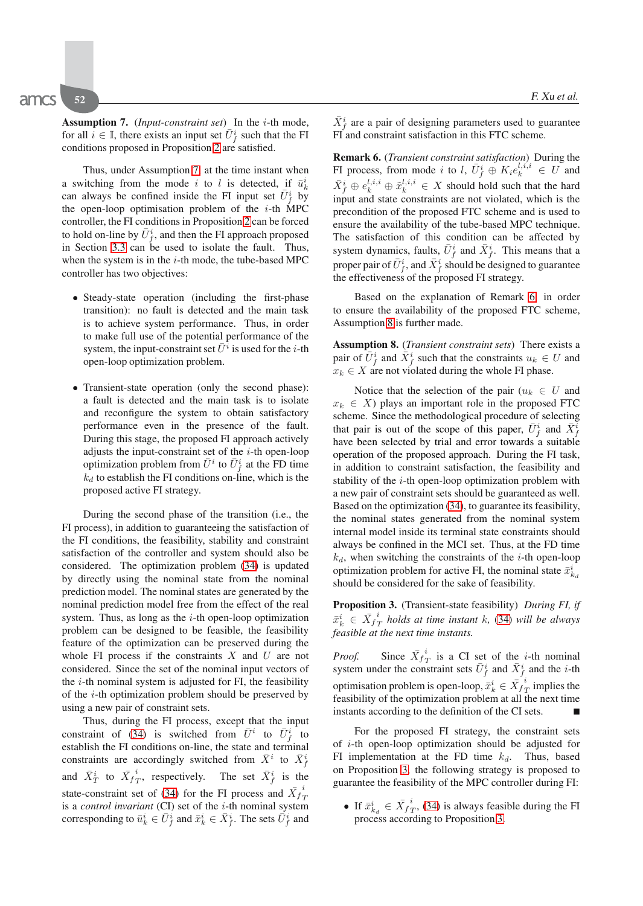**Assumption 7.** (*Input-constraint set*) In the $i$-th mode, for all $i \in \mathbb{I}$, there exists an input set $\bar{U}_f^i$ such that the FI conditions proposed in Proposition 2 are satisfied.

Thus, under Assumption 7, at the time instant when a switching from the mode $i$ to $l$ is detected, if $\bar{u}_k^i$ can always be confined inside the FI input set $\bar{U}_f^i$ by the open-loop optimisation problem of the $i$-th MPC controller, the FI conditions in Proposition 2 can be forced to hold on-line by $\bar{U}_f^i$, and then the FI approach proposed in Section 3.3 can be used to isolate the fault. Thus, when the system is in the $i$-th mode, the tube-based MPC controller has two objectives:

- Steady-state operation (including the first-phase transition): no fault is detected and the main task is to achieve system performance. Thus, in order to make full use of the potential performance of the system, the input-constraint set $\bar{U}^i$ is used for the $i$-th open-loop optimization problem.

- Transient-state operation (only the second phase): a fault is detected and the main task is to isolate and reconfigure the system to obtain satisfactory performance even in the presence of the fault. During this stage, the proposed FI approach actively adjusts the input-constraint set of the $i$-th open-loop optimization problem from $\bar{U}^i$ to $\bar{U}_f^i$ at the FD time $k_d$ to establish the FI conditions on-line, which is the proposed active FI strategy.

During the second phase of the transition (i.e., the FI process), in addition to guaranteeing the satisfaction of the FI conditions, the feasibility, stability and constraint satisfaction of the controller and system should also be considered. The optimization problem (34) is updated by directly using the nominal state from the nominal prediction model. The nominal states are generated by the nominal prediction model free from the effect of the real system. Thus, as long as the $i$-th open-loop optimization problem can be designed to be feasible, the feasibility feature of the optimization can be preserved during the whole FI process if the constraints $X$ and $U$ are not considered. Since the set of the nominal input vectors of the $i$-th nominal system is adjusted for FI, the feasibility of the $i$-th optimization problem should be preserved by using a new pair of constraint sets.

Thus, during the FI process, except that the input constraint of (34) is switched from $\bar{U}^i$ to $\bar{U}_f^i$ to establish the FI conditions on-line, the state and terminal constraints are accordingly switched from $\bar{X}^i$ to $\bar{X}_f^i$ and $\bar{X}_T^i$ to $\bar{X}_{f_T}^{\,i}$, respectively. The set $\bar{X}_f^i$ is the state-constraint set of (34) for the FI process and $\bar{X}_{f_T}^{\,i}$ is a *control invariant* (CI) set of the $i$-th nominal system corresponding to $\bar{u}_k^i \in \bar{U}_f^i$ and $\bar{x}_k^i \in \bar{X}_f^i$. The sets $\bar{U}_f^i$ and $\bar{X}_f^i$ are a pair of designing parameters used to guarantee FI and constraint satisfaction in this FTC scheme.

**Remark 6.** (*Transient constraint satisfaction*) During the FI process, from mode $i$ to $l$, $\bar{U}_f^i \oplus K_i e_k^{l,i,i} \in U$ and $\bar{X}_f^i \oplus e_k^{l,i,i} \oplus \tilde{x}_k^{l,i,i} \in X$ should hold such that the hard input and state constraints are not violated, which is the precondition of the proposed FTC scheme and is used to ensure the availability of the tube-based MPC technique. The satisfaction of this condition can be affected by system dynamics, faults, $\bar{U}_f^i$ and $\bar{X}_f^i$. This means that a proper pair of $\bar{U}_f^i$, and $\bar{X}_f^i$ should be designed to guarantee the effectiveness of the proposed FI strategy.

Based on the explanation of Remark 6, in order to ensure the availability of the proposed FTC scheme, Assumption 8 is further made.

**Assumption 8.** (*Transient constraint sets*) There exists a pair of $\bar{U}_f^i$ and $\bar{X}_f^i$ such that the constraints $u_k \in U$ and $x_k \in X$ are not violated during the whole FI phase.

Notice that the selection of the pair ($u_k \in U$ and $x_k \in X$) plays an important role in the proposed FTC scheme. Since the methodological procedure of selecting that pair is out of the scope of this paper, $\bar{U}_f^i$ and $\bar{X}_f^i$ have been selected by trial and error towards a suitable operation of the proposed approach. During the FI task, in addition to constraint satisfaction, the feasibility and stability of the $i$-th open-loop optimization problem with a new pair of constraint sets should be guaranteed as well. Based on the optimization (34), to guarantee its feasibility, the nominal states generated from the nominal system internal model inside its terminal state constraints should always be confined in the MCI set. Thus, at the FD time $k_d$, when switching the constraints of the $i$-th open-loop optimization problem for active FI, the nominal state $\bar{x}_{k_d}^i$ should be considered for the sake of feasibility.

**Proposition 3.** (Transient-state feasibility) *During FI, if $\bar{x}_k^i \in \bar{X}_{f_T}^{\,i}$ holds at time instant $k$, (34) will be always feasible at the next time instants.*

*Proof.* Since $\bar{X}_{f_T}^{\,i}$ is a CI set of the $i$-th nominal system under the constraint sets $\bar{U}_f^i$ and $\bar{X}_f^i$ and the $i$-th optimisation problem is open-loop, $\bar{x}_k^i \in \bar{X}_{f_T}^{\,i}$ implies the feasibility of the optimization problem at all the next time instants according to the definition of the CI sets. ∎

For the proposed FI strategy, the constraint sets of $i$-th open-loop optimization should be adjusted for FI implementation at the FD time $k_d$. Thus, based on Proposition 3, the following strategy is proposed to guarantee the feasibility of the MPC controller during FI:

- If $\bar{x}_{k_d}^i \in \bar{X}_{f_T}^{\,i}$, (34) is always feasible during the FI process according to Proposition 3.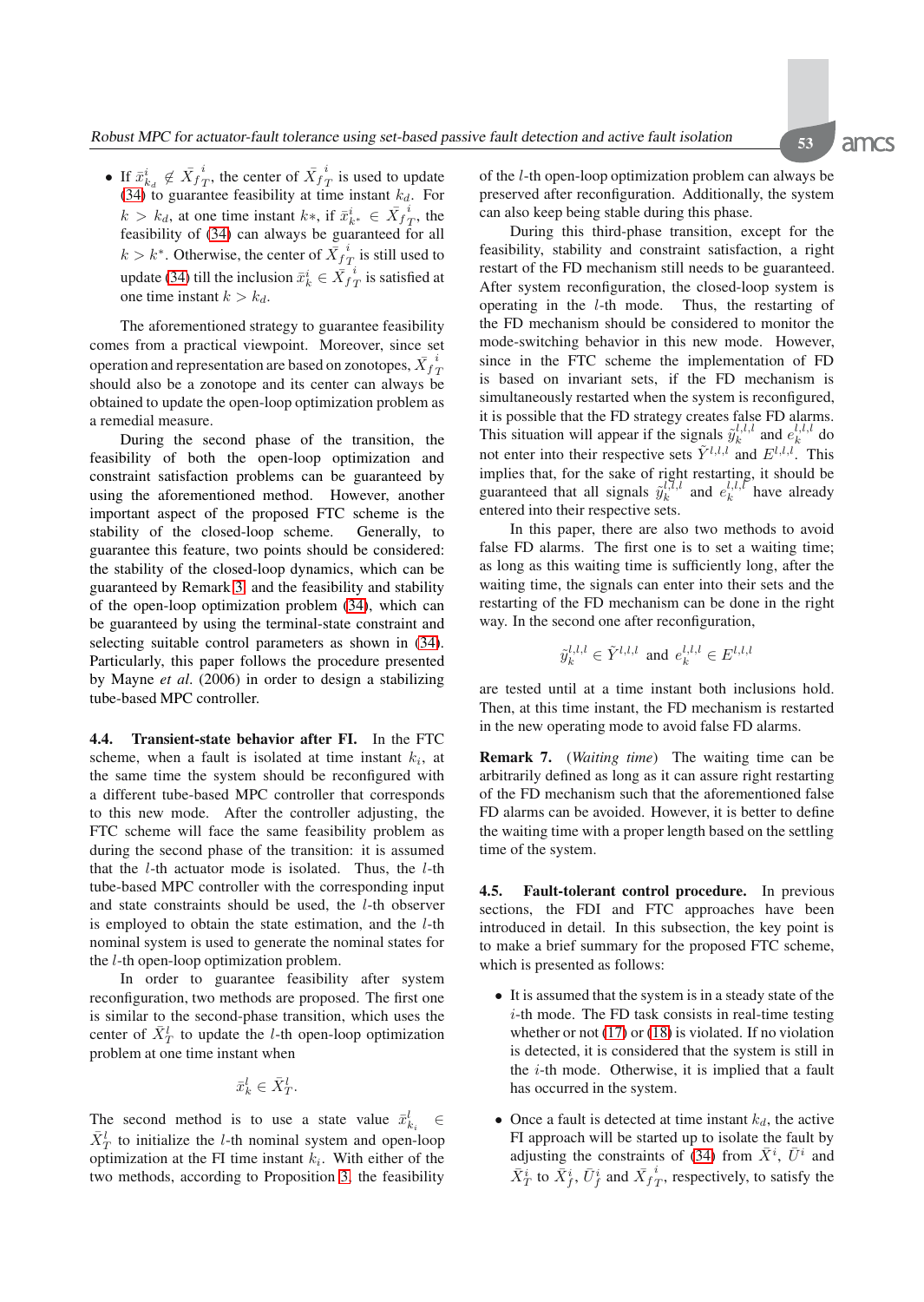- If $\bar{x}^i_{k_d} \notin \bar{X}_{fT}^{\,i}$, the center of $\bar{X}_{fT}^{\,i}$ is used to update (34) to guarantee feasibility at time instant $k_d$. For $k > k_d$, at one time instant $k*$, if $\bar{x}^i_{k^*} \in \bar{X}_{fT}^{\,i}$, the feasibility of (34) can always be guaranteed for all $k > k^*$. Otherwise, the center of $\bar{X}_{fT}^{\,i}$ is still used to update (34) till the inclusion $\bar{x}^i_k \in \bar{X}_{fT}^{\,i}$ is satisfied at one time instant $k > k_d$.

The aforementioned strategy to guarantee feasibility comes from a practical viewpoint. Moreover, since set operation and representation are based on zonotopes, $\bar{X}_{fT}^{\,i}$ should also be a zonotope and its center can always be obtained to update the open-loop optimization problem as a remedial measure.

During the second phase of the transition, the feasibility of both the open-loop optimization and constraint satisfaction problems can be guaranteed by using the aforementioned method. However, another important aspect of the proposed FTC scheme is the stability of the closed-loop scheme. Generally, to guarantee this feature, two points should be considered: the stability of the closed-loop dynamics, which can be guaranteed by Remark 3, and the feasibility and stability of the open-loop optimization problem (34), which can be guaranteed by using the terminal-state constraint and selecting suitable control parameters as shown in (34). Particularly, this paper follows the procedure presented by Mayne *et al*. (2006) in order to design a stabilizing tube-based MPC controller.

**4.4. Transient-state behavior after FI.** In the FTC scheme, when a fault is isolated at time instant $k_i$, at the same time the system should be reconfigured with a different tube-based MPC controller that corresponds to this new mode. After the controller adjusting, the FTC scheme will face the same feasibility problem as during the second phase of the transition: it is assumed that the $l$-th actuator mode is isolated. Thus, the $l$-th tube-based MPC controller with the corresponding input and state constraints should be used, the $l$-th observer is employed to obtain the state estimation, and the $l$-th nominal system is used to generate the nominal states for the $l$-th open-loop optimization problem.

In order to guarantee feasibility after system reconfiguration, two methods are proposed. The first one is similar to the second-phase transition, which uses the center of $\bar{X}^l_T$ to update the $l$-th open-loop optimization problem at one time instant when

$$\bar{x}^l_k \in \bar{X}^l_T.$$

The second method is to use a state value $\bar{x}^l_{k_i} \in \bar{X}^l_T$ to initialize the $l$-th nominal system and open-loop optimization at the FI time instant $k_i$. With either of the two methods, according to Proposition 3, the feasibility of the $l$-th open-loop optimization problem can always be preserved after reconfiguration. Additionally, the system can also keep being stable during this phase.

During this third-phase transition, except for the feasibility, stability and constraint satisfaction, a right restart of the FD mechanism still needs to be guaranteed. After system reconfiguration, the closed-loop system is operating in the $l$-th mode. Thus, the restarting of the FD mechanism should be considered to monitor the mode-switching behavior in this new mode. However, since in the FTC scheme the implementation of FD is based on invariant sets, if the FD mechanism is simultaneously restarted when the system is reconfigured, it is possible that the FD strategy creates false FD alarms. This situation will appear if the signals $\tilde{y}^{l,l,l}_k$ and $e^{l,l,l}_k$ do not enter into their respective sets $\tilde{Y}^{l,l,l}$ and $E^{l,l,l}$. This implies that, for the sake of right restarting, it should be guaranteed that all signals $\tilde{y}^{l,l,l}_k$ and $e^{l,l,l}_k$ have already entered into their respective sets.

In this paper, there are also two methods to avoid false FD alarms. The first one is to set a waiting time; as long as this waiting time is sufficiently long, after the waiting time, the signals can enter into their sets and the restarting of the FD mechanism can be done in the right way. In the second one after reconfiguration,

$$\tilde{y}^{l,l,l}_k \in \tilde{Y}^{l,l,l} \text{ and } e^{l,l,l}_k \in E^{l,l,l}$$

are tested until at a time instant both inclusions hold. Then, at this time instant, the FD mechanism is restarted in the new operating mode to avoid false FD alarms.

**Remark 7.** (*Waiting time*) The waiting time can be arbitrarily defined as long as it can assure right restarting of the FD mechanism such that the aforementioned false FD alarms can be avoided. However, it is better to define the waiting time with a proper length based on the settling time of the system.

**4.5. Fault-tolerant control procedure.** In previous sections, the FDI and FTC approaches have been introduced in detail. In this subsection, the key point is to make a brief summary for the proposed FTC scheme, which is presented as follows:

- It is assumed that the system is in a steady state of the $i$-th mode. The FD task consists in real-time testing whether or not (17) or (18) is violated. If no violation is detected, it is considered that the system is still in the $i$-th mode. Otherwise, it is implied that a fault has occurred in the system.

- Once a fault is detected at time instant $k_d$, the active FI approach will be started up to isolate the fault by adjusting the constraints of (34) from $\bar{X}^i$, $\bar{U}^i$ and $\bar{X}^i_T$ to $\bar{X}^i_f$, $\bar{U}^i_f$ and $\bar{X}_{fT}^{\,i}$, respectively, to satisfy the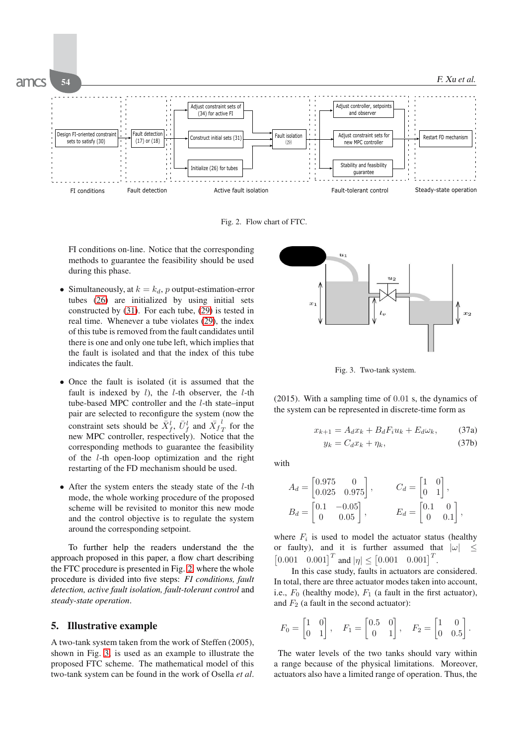FI conditions on-line. Notice that the corresponding methods to guarantee the feasibility should be used during this phase.

- Simultaneously, at $k = k_d$, $p$ output-estimation-error tubes (26) are initialized by using initial sets constructed by (31). For each tube, (29) is tested in real time. Whenever a tube violates (29), the index of this tube is removed from the fault candidates until there is one and only one tube left, which implies that the fault is isolated and that the index of this tube indicates the fault.
- Once the fault is isolated (it is assumed that the fault is indexed by $l$), the $l$-th observer, the $l$-th tube-based MPC controller and the $l$-th state–input pair are selected to reconfigure the system (now the constraint sets should be $\bar{X}_f^l$, $\bar{U}_f^l$ and $\bar{X}_{fT}^l$ for the new MPC controller, respectively). Notice that the corresponding methods to guarantee the feasibility of the $l$-th open-loop optimization and the right restarting of the FD mechanism should be used.
- After the system enters the steady state of the $l$-th mode, the whole working procedure of the proposed scheme will be revisited to monitor this new mode and the control objective is to regulate the system around the corresponding setpoint.

To further help the readers understand the the approach proposed in this paper, a flow chart describing the FTC procedure is presented in Fig. 2, where the whole procedure is divided into five steps: *FI conditions, fault detection, active fault isolation, fault-tolerant control* and *steady-state operation*.

Fig. 2. Flow chart of FTC.

## 5. Illustrative example

A two-tank system taken from the work of Steffen (2005), shown in Fig. 3, is used as an example to illustrate the proposed FTC scheme. The mathematical model of this two-tank system can be found in the work of Osella *et al.* (2015). With a sampling time of 0.01 s, the dynamics of the system can be represented in discrete-time form as

$$x_{k+1} = A_d x_k + B_d F_i u_k + E_d \omega_k, \tag{37a}$$

$$y_k = C_d x_k + \eta_k, \tag{37b}$$

with

$$A_d = \begin{bmatrix} 0.975 & 0 \\ 0.025 & 0.975 \end{bmatrix}, \qquad C_d = \begin{bmatrix} 1 & 0 \\ 0 & 1 \end{bmatrix},$$

$$B_d = \begin{bmatrix} 0.1 & -0.05 \\ 0 & 0.05 \end{bmatrix}, \qquad E_d = \begin{bmatrix} 0.1 & 0 \\ 0 & 0.1 \end{bmatrix},$$

where $F_i$ is used to model the actuator status (healthy or faulty), and it is further assumed that $|\omega| \leq \begin{bmatrix} 0.001 & 0.001 \end{bmatrix}^T$ and $|\eta| \leq \begin{bmatrix} 0.001 & 0.001 \end{bmatrix}^T$.

In this case study, faults in actuators are considered. In total, there are three actuator modes taken into account, i.e., $F_0$ (healthy mode), $F_1$ (a fault in the first actuator), and $F_2$ (a fault in the second actuator):

$$F_0 = \begin{bmatrix} 1 & 0 \\ 0 & 1 \end{bmatrix}, \quad F_1 = \begin{bmatrix} 0.5 & 0 \\ 0 & 1 \end{bmatrix}, \quad F_2 = \begin{bmatrix} 1 & 0 \\ 0 & 0.5 \end{bmatrix}.$$

Fig. 3. Two-tank system.

The water levels of the two tanks should vary within a range because of the physical limitations. Moreover, actuators also have a limited range of operation. Thus, the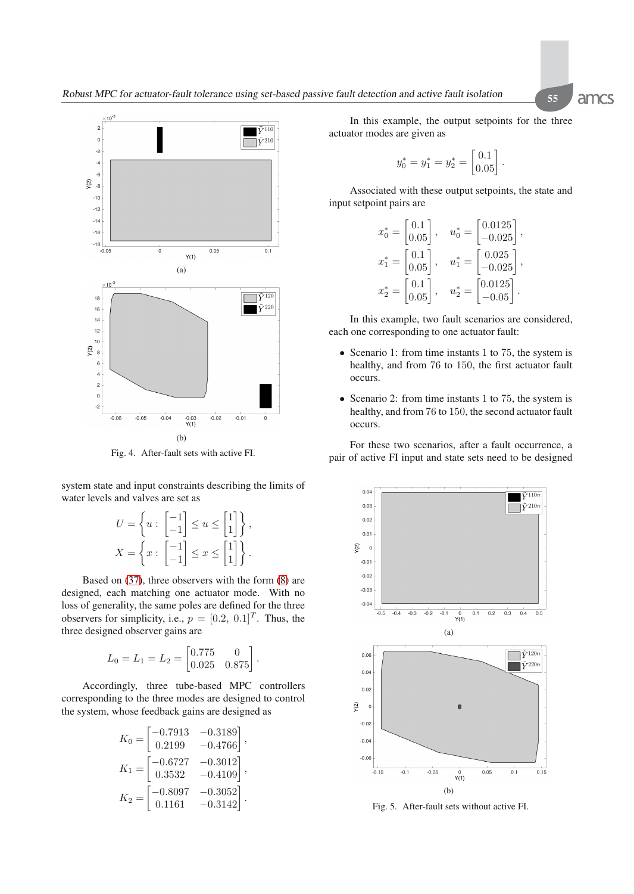Fig. 4. After-fault sets with active FI.

system state and input constraints describing the limits of water levels and valves are set as

$$U = \left\{ u : \begin{bmatrix} -1 \\ -1 \end{bmatrix} \leq u \leq \begin{bmatrix} 1 \\ 1 \end{bmatrix} \right\},$$

$$X = \left\{ x : \begin{bmatrix} -1 \\ -1 \end{bmatrix} \leq x \leq \begin{bmatrix} 1 \\ 1 \end{bmatrix} \right\}.$$

Based on (37), three observers with the form (8) are designed, each matching one actuator mode. With no loss of generality, the same poles are defined for the three observers for simplicity, i.e., $p = [0.2,\ 0.1]^T$. Thus, the three designed observer gains are

$$L_0 = L_1 = L_2 = \begin{bmatrix} 0.775 & 0 \\ 0.025 & 0.875 \end{bmatrix}.$$

Accordingly, three tube-based MPC controllers corresponding to the three modes are designed to control the system, whose feedback gains are designed as

$$K_0 = \begin{bmatrix} -0.7913 & -0.3189 \\ 0.2199 & -0.4766 \end{bmatrix},$$

$$K_1 = \begin{bmatrix} -0.6727 & -0.3012 \\ 0.3532 & -0.4109 \end{bmatrix},$$

$$K_2 = \begin{bmatrix} -0.8097 & -0.3052 \\ 0.1161 & -0.3142 \end{bmatrix}.$$

In this example, the output setpoints for the three actuator modes are given as

$$y_0^* = y_1^* = y_2^* = \begin{bmatrix} 0.1 \\ 0.05 \end{bmatrix}.$$

Associated with these output setpoints, the state and input setpoint pairs are

$$x_0^* = \begin{bmatrix} 0.1 \\ 0.05 \end{bmatrix}, \quad u_0^* = \begin{bmatrix} 0.0125 \\ -0.025 \end{bmatrix},$$

$$x_1^* = \begin{bmatrix} 0.1 \\ 0.05 \end{bmatrix}, \quad u_1^* = \begin{bmatrix} 0.025 \\ -0.025 \end{bmatrix},$$

$$x_2^* = \begin{bmatrix} 0.1 \\ 0.05 \end{bmatrix}, \quad u_2^* = \begin{bmatrix} 0.0125 \\ -0.05 \end{bmatrix}.$$

In this example, two fault scenarios are considered, each one corresponding to one actuator fault:

- Scenario 1: from time instants 1 to 75, the system is healthy, and from 76 to 150, the first actuator fault occurs.
- Scenario 2: from time instants 1 to 75, the system is healthy, and from 76 to 150, the second actuator fault occurs.

For these two scenarios, after a fault occurrence, a pair of active FI input and state sets need to be designed

Fig. 5. After-fault sets without active FI.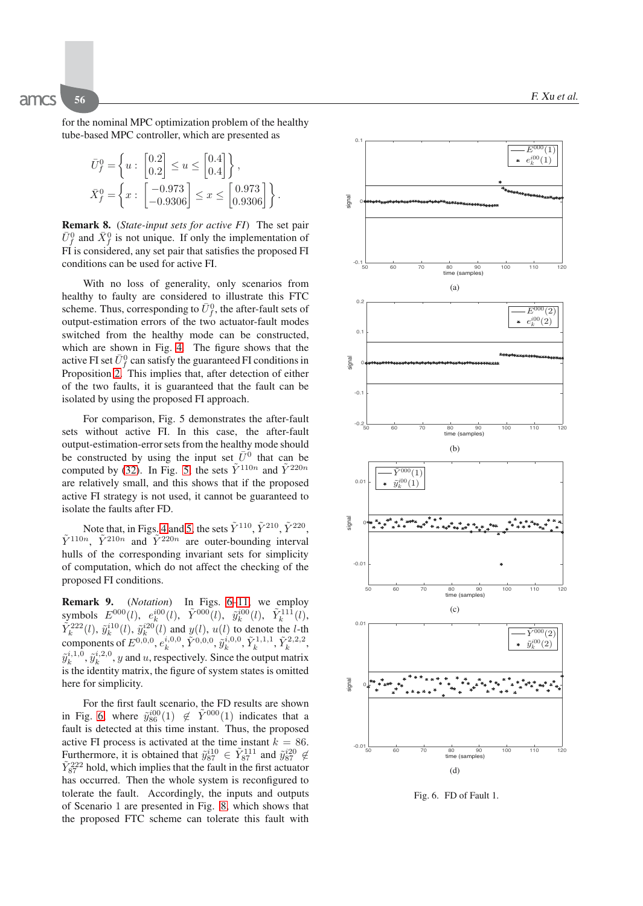for the nominal MPC optimization problem of the healthy tube-based MPC controller, which are presented as

$$\bar{U}_f^0 = \left\{ u : \begin{bmatrix} 0.2 \\ 0.2 \end{bmatrix} \leq u \leq \begin{bmatrix} 0.4 \\ 0.4 \end{bmatrix} \right\},$$

$$\bar{X}_f^0 = \left\{ x : \begin{bmatrix} -0.973 \\ -0.9306 \end{bmatrix} \leq x \leq \begin{bmatrix} 0.973 \\ 0.9306 \end{bmatrix} \right\}.$$

**Remark 8.** (*State-input sets for active FI*) The set pair $\bar{U}_f^0$ and $\bar{X}_f^0$ is not unique. If only the implementation of FI is considered, any set pair that satisfies the proposed FI conditions can be used for active FI.

With no loss of generality, only scenarios from healthy to faulty are considered to illustrate this FTC scheme. Thus, corresponding to $\bar{U}_f^0$, the after-fault sets of output-estimation errors of the two actuator-fault modes switched from the healthy mode can be constructed, which are shown in Fig. 4. The figure shows that the active FI set $\bar{U}_f^0$ can satisfy the guaranteed FI conditions in Proposition 2. This implies that, after detection of either of the two faults, it is guaranteed that the fault can be isolated by using the proposed FI approach.

For comparison, Fig. 5 demonstrates the after-fault sets without active FI. In this case, the after-fault output-estimation-error sets from the healthy mode should be constructed by using the input set $\bar{U}^0$ that can be computed by (32). In Fig. 5 the sets $\tilde{Y}^{110n}$ and $\tilde{Y}^{220n}$ are relatively small, and this shows that if the proposed active FI strategy is not used, it cannot be guaranteed to isolate the faults after FD.

Note that, in Figs. 4 and 5, the sets $\tilde{Y}^{110}$, $\tilde{Y}^{210}$, $\tilde{Y}^{220}$, $\tilde{Y}^{110n}$, $\tilde{Y}^{210n}$ and $\tilde{Y}^{220n}$ are outer-bounding interval hulls of the corresponding invariant sets for simplicity of computation, which do not affect the checking of the proposed FI conditions.

**Remark 9.** (*Notation*) In Figs. 6–11, we employ symbols $E^{000}(l)$, $e_k^{i00}(l)$, $\tilde{Y}^{000}(l)$, $\tilde{y}_k^{i00}(l)$, $\tilde{Y}_k^{111}(l)$, $\tilde{Y}_k^{222}(l)$, $\tilde{y}_k^{i10}(l)$, $\tilde{y}_k^{i20}(l)$ and $y(l)$, $u(l)$ to denote the $l$-th components of $E^{0,0,0}$, $e_k^{i,0,0}$, $\tilde{Y}^{0,0,0}$, $\tilde{y}_k^{i,0,0}$, $\tilde{Y}_k^{1,1,1}$, $\tilde{Y}_k^{2,2,2}$, $\tilde{y}_k^{i,1,0}$, $\tilde{y}_k^{i,2,0}$, $y$ and $u$, respectively. Since the output matrix is the identity matrix, the figure of system states is omitted here for simplicity.

For the first fault scenario, the FD results are shown in Fig. 6 where $\tilde{y}_{86}^{i00}(1) \notin \tilde{Y}^{000}(1)$ indicates that a fault is detected at this time instant. Thus, the proposed active FI process is activated at the time instant $k = 86$. Furthermore, it is obtained that $\tilde{y}_{87}^{i10} \in \tilde{Y}_{87}^{111}$ and $\tilde{y}_{87}^{i20} \notin \tilde{Y}_{87}^{222}$ hold, which implies that the fault in the first actuator has occurred. Then the whole system is reconfigured to tolerate the fault. Accordingly, the inputs and outputs of Scenario 1 are presented in Fig. 8, which shows that the proposed FTC scheme can tolerate this fault with

Fig. 6. FD of Fault 1.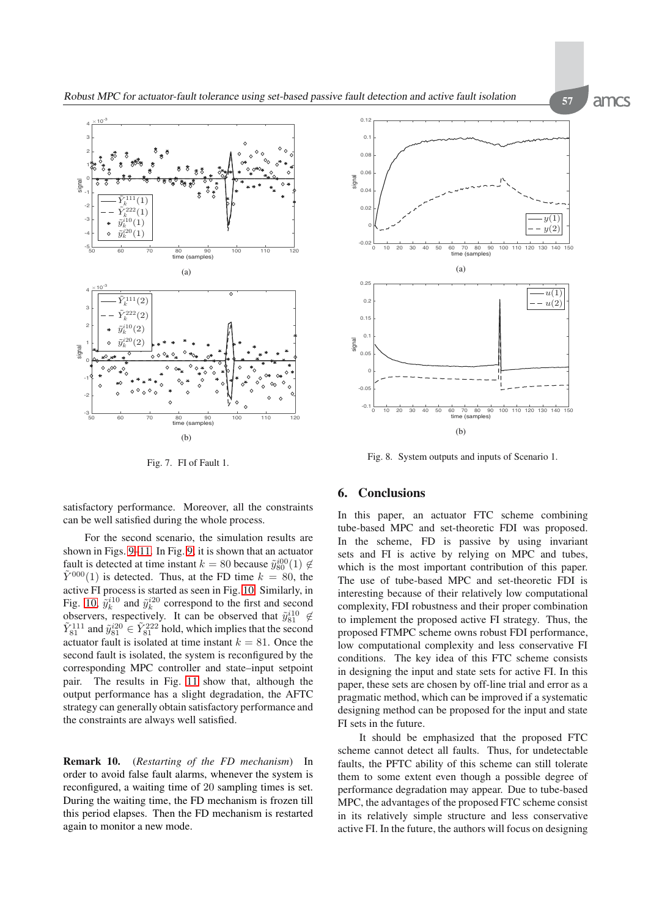Fig. 7. FI of Fault 1.

Fig. 8. System outputs and inputs of Scenario 1.

satisfactory performance. Moreover, all the constraints can be well satisfied during the whole process.

For the second scenario, the simulation results are shown in Figs. 9–11. In Fig. 9, it is shown that an actuator fault is detected at time instant $k = 80$ because $\tilde{y}^{i00}_{80}(1) \notin \tilde{Y}^{000}(1)$ is detected. Thus, at the FD time $k = 80$, the active FI process is started as seen in Fig. 10. Similarly, in Fig. 10, $\tilde{y}^{i10}_k$ and $\tilde{y}^{i20}_k$ correspond to the first and second observers, respectively. It can be observed that $\tilde{y}^{i10}_{81} \notin \tilde{Y}^{111}_{81}$ and $\tilde{y}^{i20}_{81} \in \tilde{Y}^{222}_{81}$ hold, which implies that the second actuator fault is isolated at time instant $k = 81$. Once the second fault is isolated, the system is reconfigured by the corresponding MPC controller and state–input setpoint pair. The results in Fig. 11 show that, although the output performance has a slight degradation, the AFTC strategy can generally obtain satisfactory performance and the constraints are always well satisfied.

**Remark 10.** (*Restarting of the FD mechanism*) In order to avoid false fault alarms, whenever the system is reconfigured, a waiting time of 20 sampling times is set. During the waiting time, the FD mechanism is frozen till this period elapses. Then the FD mechanism is restarted again to monitor a new mode.

## 6. Conclusions

In this paper, an actuator FTC scheme combining tube-based MPC and set-theoretic FDI was proposed. In the scheme, FD is passive by using invariant sets and FI is active by relying on MPC and tubes, which is the most important contribution of this paper. The use of tube-based MPC and set-theoretic FDI is interesting because of their relatively low computational complexity, FDI robustness and their proper combination to implement the proposed active FI strategy. Thus, the proposed FTMPC scheme owns robust FDI performance, low computational complexity and less conservative FI conditions. The key idea of this FTC scheme consists in designing the input and state sets for active FI. In this paper, these sets are chosen by off-line trial and error as a pragmatic method, which can be improved if a systematic designing method can be proposed for the input and state FI sets in the future.

It should be emphasized that the proposed FTC scheme cannot detect all faults. Thus, for undetectable faults, the PFTC ability of this scheme can still tolerate them to some extent even though a possible degree of performance degradation may appear. Due to tube-based MPC, the advantages of the proposed FTC scheme consist in its relatively simple structure and less conservative active FI. In the future, the authors will focus on designing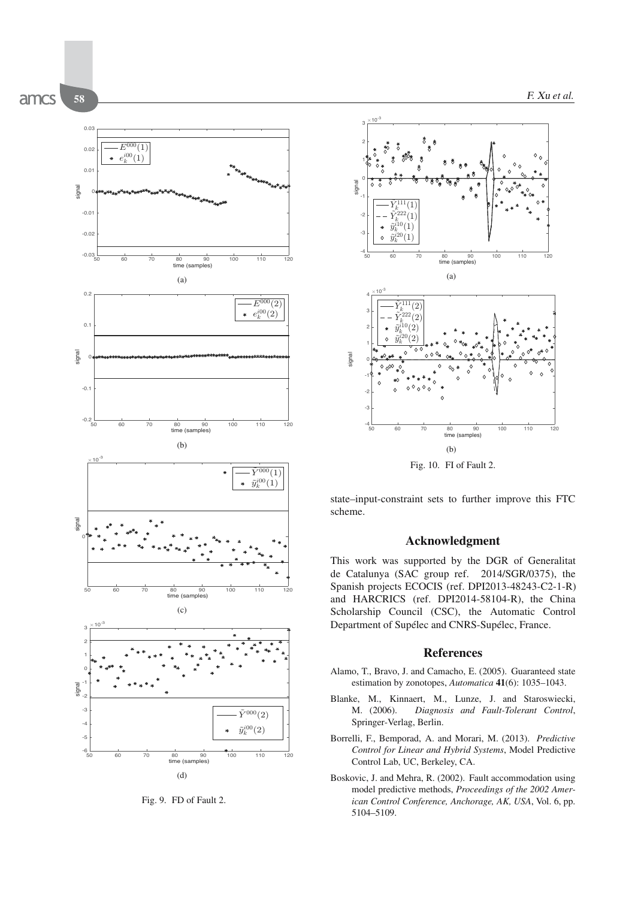Fig. 9. FD of Fault 2.

Fig. 10. FI of Fault 2.

state–input-constraint sets to further improve this FTC scheme.

## Acknowledgment

This work was supported by the DGR of Generalitat de Catalunya (SAC group ref. 2014/SGR/0375), the Spanish projects ECOCIS (ref. DPI2013-48243-C2-1-R) and HARCRICS (ref. DPI2014-58104-R), the China Scholarship Council (CSC), the Automatic Control Department of Supélec and CNRS-Supélec, France.

## References

Alamo, T., Bravo, J. and Camacho, E. (2005). Guaranteed state estimation by zonotopes, *Automatica* **41**(6): 1035–1043.

Blanke, M., Kinnaert, M., Lunze, J. and Staroswiecki, M. (2006). *Diagnosis and Fault-Tolerant Control*, Springer-Verlag, Berlin.

Borrelli, F., Bemporad, A. and Morari, M. (2013). *Predictive Control for Linear and Hybrid Systems*, Model Predictive Control Lab, UC, Berkeley, CA.

Boskovic, J. and Mehra, R. (2002). Fault accommodation using model predictive methods, *Proceedings of the 2002 American Control Conference, Anchorage, AK, USA*, Vol. 6, pp. 5104–5109.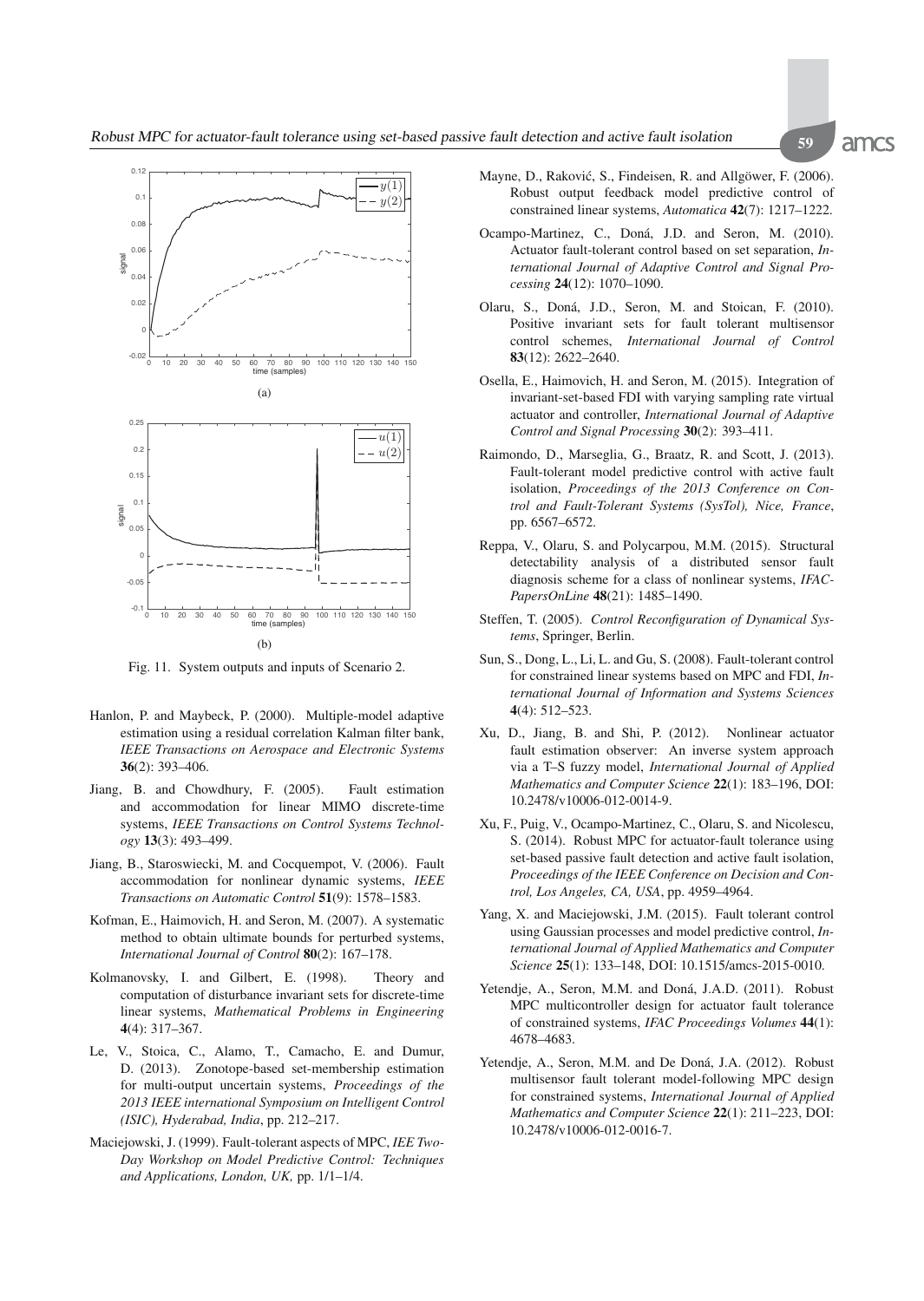Fig. 11. System outputs and inputs of Scenario 2.

Hanlon, P. and Maybeck, P. (2000). Multiple-model adaptive estimation using a residual correlation Kalman filter bank, *IEEE Transactions on Aerospace and Electronic Systems* **36**(2): 393–406.

Jiang, B. and Chowdhury, F. (2005). Fault estimation and accommodation for linear MIMO discrete-time systems, *IEEE Transactions on Control Systems Technology* **13**(3): 493–499.

Jiang, B., Staroswiecki, M. and Cocquempot, V. (2006). Fault accommodation for nonlinear dynamic systems, *IEEE Transactions on Automatic Control* **51**(9): 1578–1583.

Kofman, E., Haimovich, H. and Seron, M. (2007). A systematic method to obtain ultimate bounds for perturbed systems, *International Journal of Control* **80**(2): 167–178.

Kolmanovsky, I. and Gilbert, E. (1998). Theory and computation of disturbance invariant sets for discrete-time linear systems, *Mathematical Problems in Engineering* **4**(4): 317–367.

Le, V., Stoica, C., Alamo, T., Camacho, E. and Dumur, D. (2013). Zonotope-based set-membership estimation for multi-output uncertain systems, *Proceedings of the 2013 IEEE international Symposium on Intelligent Control (ISIC), Hyderabad, India*, pp. 212–217.

Maciejowski, J. (1999). Fault-tolerant aspects of MPC, *IEE Two-Day Workshop on Model Predictive Control: Techniques and Applications, London, UK,* pp. 1/1–1/4.

Mayne, D., Raković, S., Findeisen, R. and Allgöwer, F. (2006). Robust output feedback model predictive control of constrained linear systems, *Automatica* **42**(7): 1217–1222.

Ocampo-Martinez, C., Doná, J.D. and Seron, M. (2010). Actuator fault-tolerant control based on set separation, *International Journal of Adaptive Control and Signal Processing* **24**(12): 1070–1090.

Olaru, S., Doná, J.D., Seron, M. and Stoican, F. (2010). Positive invariant sets for fault tolerant multisensor control schemes, *International Journal of Control* **83**(12): 2622–2640.

Osella, E., Haimovich, H. and Seron, M. (2015). Integration of invariant-set-based FDI with varying sampling rate virtual actuator and controller, *International Journal of Adaptive Control and Signal Processing* **30**(2): 393–411.

Raimondo, D., Marseglia, G., Braatz, R. and Scott, J. (2013). Fault-tolerant model predictive control with active fault isolation, *Proceedings of the 2013 Conference on Control and Fault-Tolerant Systems (SysTol), Nice, France*, pp. 6567–6572.

Reppa, V., Olaru, S. and Polycarpou, M.M. (2015). Structural detectability analysis of a distributed sensor fault diagnosis scheme for a class of nonlinear systems, *IFAC-PapersOnLine* **48**(21): 1485–1490.

Steffen, T. (2005). *Control Reconfiguration of Dynamical Systems*, Springer, Berlin.

Sun, S., Dong, L., Li, L. and Gu, S. (2008). Fault-tolerant control for constrained linear systems based on MPC and FDI, *International Journal of Information and Systems Sciences* **4**(4): 512–523.

Xu, D., Jiang, B. and Shi, P. (2012). Nonlinear actuator fault estimation observer: An inverse system approach via a T–S fuzzy model, *International Journal of Applied Mathematics and Computer Science* **22**(1): 183–196, DOI: 10.2478/v10006-012-0014-9.

Xu, F., Puig, V., Ocampo-Martinez, C., Olaru, S. and Nicolescu, S. (2014). Robust MPC for actuator-fault tolerance using set-based passive fault detection and active fault isolation, *Proceedings of the IEEE Conference on Decision and Control, Los Angeles, CA, USA*, pp. 4959–4964.

Yang, X. and Maciejowski, J.M. (2015). Fault tolerant control using Gaussian processes and model predictive control, *International Journal of Applied Mathematics and Computer Science* **25**(1): 133–148, DOI: 10.1515/amcs-2015-0010.

Yetendje, A., Seron, M.M. and Doná, J.A.D. (2011). Robust MPC multicontroller design for actuator fault tolerance of constrained systems, *IFAC Proceedings Volumes* **44**(1): 4678–4683.

Yetendje, A., Seron, M.M. and De Doná, J.A. (2012). Robust multisensor fault tolerant model-following MPC design for constrained systems, *International Journal of Applied Mathematics and Computer Science* **22**(1): 211–223, DOI: 10.2478/v10006-012-0016-7.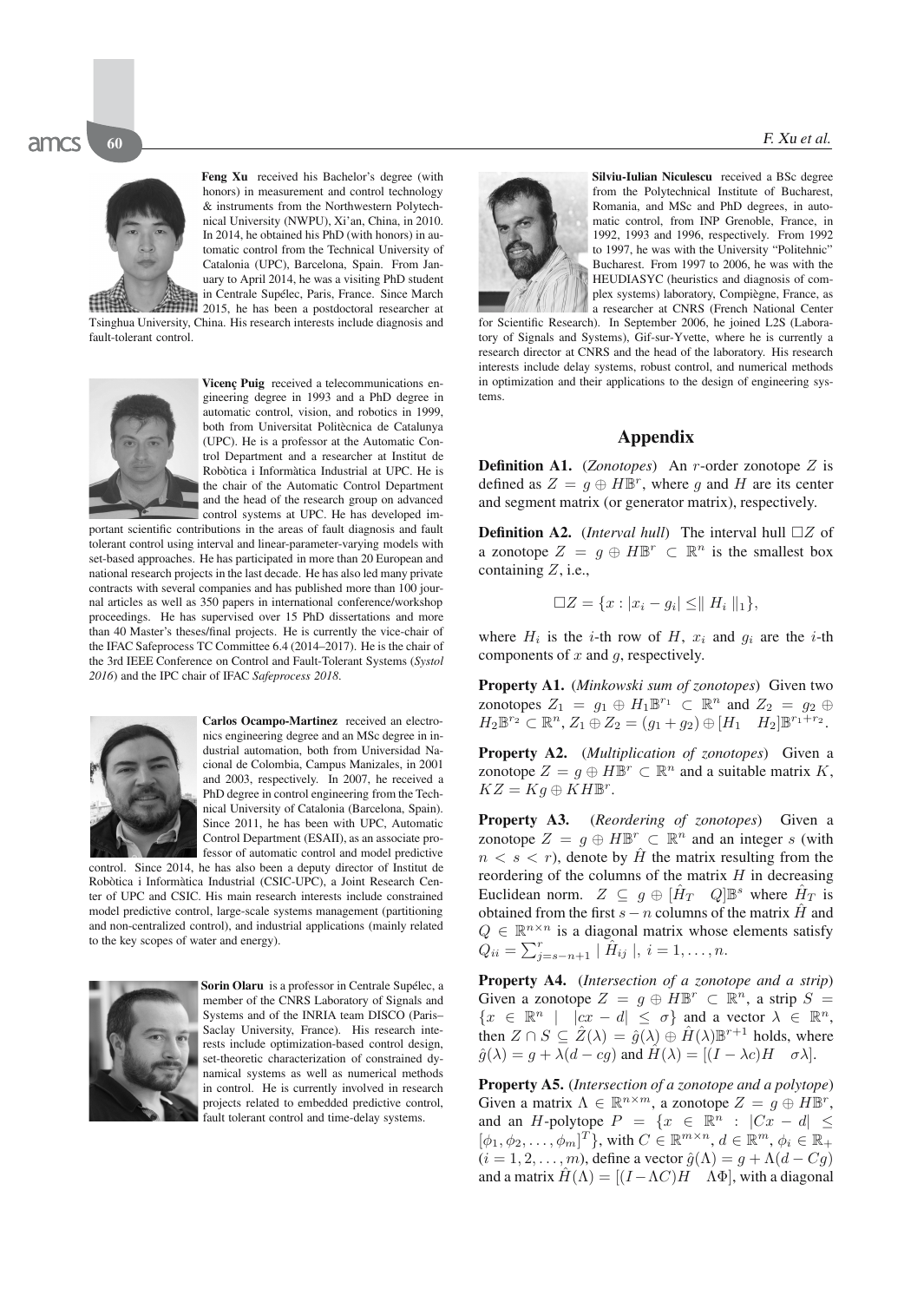**Feng Xu** received his Bachelor's degree (with honors) in measurement and control technology & instruments from the Northwestern Polytechnical University (NWPU), Xi'an, China, in 2010. In 2014, he obtained his PhD (with honors) in automatic control from the Technical University of Catalonia (UPC), Barcelona, Spain. From January to April 2014, he was a visiting PhD student in Centrale Supélec, Paris, France. Since March 2015, he has been a postdoctoral researcher at Tsinghua University, China. His research interests include diagnosis and fault-tolerant control.

**Vicenç Puig** received a telecommunications engineering degree in 1993 and a PhD degree in automatic control, vision, and robotics in 1999, both from Universitat Politècnica de Catalunya (UPC). He is a professor at the Automatic Control Department and a researcher at Institut de Robòtica i Informàtica Industrial at UPC. He is the chair of the Automatic Control Department and the head of the research group on advanced control systems at UPC. He has developed important scientific contributions in the areas of fault diagnosis and fault tolerant control using interval and linear-parameter-varying models with set-based approaches. He has participated in more than 20 European and national research projects in the last decade. He has also led many private contracts with several companies and has published more than 100 journal articles as well as 350 papers in international conference/workshop proceedings. He has supervised over 15 PhD dissertations and more than 40 Master's theses/final projects. He is currently the vice-chair of the IFAC Safeprocess TC Committee 6.4 (2014–2017). He is the chair of the 3rd IEEE Conference on Control and Fault-Tolerant Systems (*Systol 2016*) and the IPC chair of IFAC *Safeprocess 2018*.

**Carlos Ocampo-Martinez** received an electronics engineering degree and an MSc degree in industrial automation, both from Universidad Nacional de Colombia, Campus Manizales, in 2001 and 2003, respectively. In 2007, he received a PhD degree in control engineering from the Technical University of Catalonia (Barcelona, Spain). Since 2011, he has been with UPC, Automatic Control Department (ESAII), as an associate professor of automatic control and model predictive control. Since 2014, he has also been a deputy director of Institut de Robòtica i Informàtica Industrial (CSIC-UPC), a Joint Research Center of UPC and CSIC. His main research interests include constrained model predictive control, large-scale systems management (partitioning and non-centralized control), and industrial applications (mainly related to the key scopes of water and energy).

**Sorin Olaru** is a professor in Centrale Supélec, a member of the CNRS Laboratory of Signals and Systems and of the INRIA team DISCO (Paris–Saclay University, France). His research interests include optimization-based control design, set-theoretic characterization of constrained dynamical systems as well as numerical methods in control. He is currently involved in research projects related to embedded predictive control, fault tolerant control and time-delay systems.

**Silviu-Iulian Niculescu** received a BSc degree from the Polytechnical Institute of Bucharest, Romania, and MSc and PhD degrees, in automatic control, from INP Grenoble, France, in 1992, 1993 and 1996, respectively. From 1992 to 1997, he was with the University "Politehnic" Bucharest. From 1997 to 2006, he was with the HEUDIASYC (heuristics and diagnosis of complex systems) laboratory, Compiègne, France, as a researcher at CNRS (French National Center for Scientific Research). In September 2006, he joined L2S (Laboratory of Signals and Systems), Gif-sur-Yvette, where he is currently a research director at CNRS and the head of the laboratory. His research interests include delay systems, robust control, and numerical methods in optimization and their applications to the design of engineering systems.

## Appendix

**Definition A1.** (*Zonotopes*) An $r$-order zonotope $Z$ is defined as $Z = g \oplus H\mathbb{B}^r$, where $g$ and $H$ are its center and segment matrix (or generator matrix), respectively.

**Definition A2.** (*Interval hull*) The interval hull $\Box Z$ of a zonotope $Z = g \oplus H\mathbb{B}^r \subset \mathbb{R}^n$ is the smallest box containing $Z$, i.e.,

$$\Box Z = \{x : |x_i - g_i| \leq \| H_i \|_1\},$$

where $H_i$ is the $i$-th row of $H$, $x_i$ and $g_i$ are the $i$-th components of $x$ and $g$, respectively.

**Property A1.** (*Minkowski sum of zonotopes*) Given two zonotopes $Z_1 = g_1 \oplus H_1\mathbb{B}^{r_1} \subset \mathbb{R}^n$ and $Z_2 = g_2 \oplus H_2\mathbb{B}^{r_2} \subset \mathbb{R}^n$, $Z_1 \oplus Z_2 = (g_1 + g_2) \oplus [H_1 \quad H_2]\mathbb{B}^{r_1+r_2}$.

**Property A2.** (*Multiplication of zonotopes*) Given a zonotope $Z = g \oplus H\mathbb{B}^r \subset \mathbb{R}^n$ and a suitable matrix $K$, $KZ = Kg \oplus KH\mathbb{B}^r$.

**Property A3.** (*Reordering of zonotopes*) Given a zonotope $Z = g \oplus H\mathbb{B}^r \subset \mathbb{R}^n$ and an integer $s$ (with $n < s < r$), denote by $\hat{H}$ the matrix resulting from the reordering of the columns of the matrix $H$ in decreasing Euclidean norm. $Z \subseteq g \oplus [\hat{H}_T \quad Q]\mathbb{B}^s$ where $\hat{H}_T$ is obtained from the first $s-n$ columns of the matrix $\hat{H}$ and $Q \in \mathbb{R}^{n\times n}$ is a diagonal matrix whose elements satisfy $Q_{ii} = \sum_{j=s-n+1}^{r} | \hat{H}_{ij} |$, $i = 1, \ldots, n$.

**Property A4.** (*Intersection of a zonotope and a strip*) Given a zonotope $Z = g \oplus H\mathbb{B}^r \subset \mathbb{R}^n$, a strip $S = \{x \in \mathbb{R}^n \mid |cx - d| \leq \sigma\}$ and a vector $\lambda \in \mathbb{R}^n$, then $Z \cap S \subseteq \hat{Z}(\lambda) = \hat{g}(\lambda) \oplus \hat{H}(\lambda)\mathbb{B}^{r+1}$ holds, where $\hat{g}(\lambda) = g + \lambda(d - cg)$ and $\hat{H}(\lambda) = [(I - \lambda c)H \quad \sigma\lambda]$.

**Property A5.** (*Intersection of a zonotope and a polytope*) Given a matrix $\Lambda \in \mathbb{R}^{n\times m}$, a zonotope $Z = g \oplus H\mathbb{B}^r$, and an $H$-polytope $P = \{x \in \mathbb{R}^n : |Cx - d| \leq [\phi_1, \phi_2, \ldots, \phi_m]^T\}$, with $C \in \mathbb{R}^{m\times n}$, $d \in \mathbb{R}^m$, $\phi_i \in \mathbb{R}_+$ ($i = 1, 2, \ldots, m$), define a vector $\hat{g}(\Lambda) = g + \Lambda(d - Cg)$ and a matrix $\hat{H}(\Lambda) = [(I - \Lambda C)H \quad \Lambda\Phi]$, with a diagonal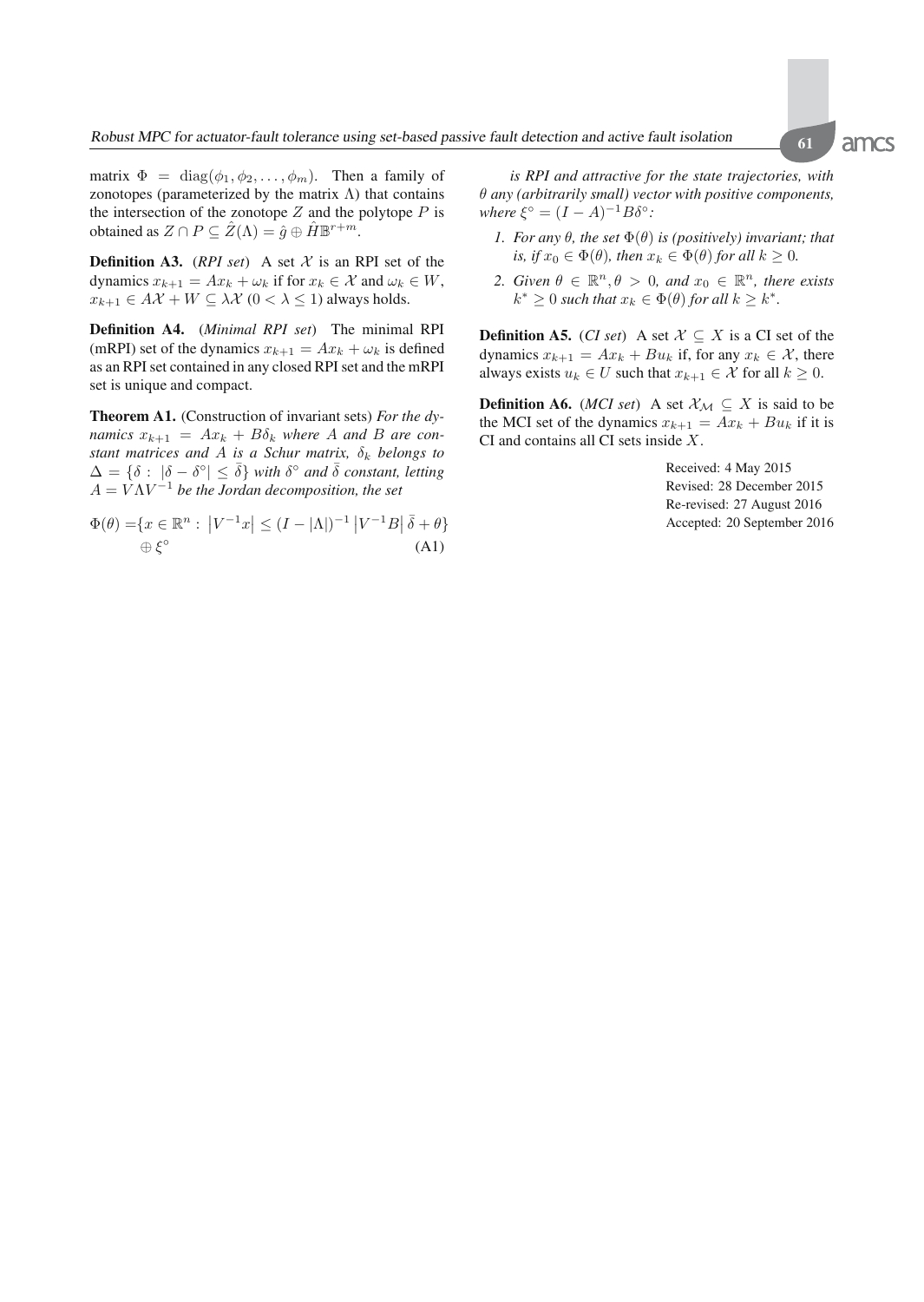matrix $\Phi = \operatorname{diag}(\phi_1, \phi_2, \ldots, \phi_m)$. Then a family of zonotopes (parameterized by the matrix $\Lambda$) that contains the intersection of the zonotope $Z$ and the polytope $P$ is obtained as $Z \cap P \subseteq \hat{Z}(\Lambda) = \hat{g} \oplus \hat{H}\mathbb{B}^{r+m}$.

**Definition A3.** (*RPI set*) A set $\mathcal{X}$ is an RPI set of the dynamics $x_{k+1} = Ax_k + \omega_k$ if for $x_k \in \mathcal{X}$ and $\omega_k \in W$, $x_{k+1} \in A\mathcal{X} + W \subseteq \lambda\mathcal{X}$ $(0 < \lambda \leq 1)$ always holds.

**Definition A4.** (*Minimal RPI set*) The minimal RPI (mRPI) set of the dynamics $x_{k+1} = Ax_k + \omega_k$ is defined as an RPI set contained in any closed RPI set and the mRPI set is unique and compact.

**Theorem A1.** (Construction of invariant sets) *For the dynamics $x_{k+1} = Ax_k + B\delta_k$ where $A$ and $B$ are constant matrices and $A$ is a Schur matrix, $\delta_k$ belongs to $\Delta = \{\delta : |\delta - \delta^\circ| \leq \bar{\delta}\}$ with $\delta^\circ$ and $\bar{\delta}$ constant, letting $A = V\Lambda V^{-1}$ be the Jordan decomposition, the set*

$$
\Phi(\theta) = \{x \in \mathbb{R}^n : \left|V^{-1}x\right| \leq (I - |\Lambda|)^{-1} \left|V^{-1}B\right| \bar{\delta} + \theta\} \oplus \xi^\circ \tag{A1}
$$

*is RPI and attractive for the state trajectories, with $\theta$ any (arbitrarily small) vector with positive components, where $\xi^\circ = (I - A)^{-1}B\delta^\circ$:*

1. *For any $\theta$, the set $\Phi(\theta)$ is (positively) invariant; that is, if $x_0 \in \Phi(\theta)$, then $x_k \in \Phi(\theta)$ for all $k \geq 0$.*
2. *Given $\theta \in \mathbb{R}^n, \theta > 0$, and $x_0 \in \mathbb{R}^n$, there exists $k^* \geq 0$ such that $x_k \in \Phi(\theta)$ for all $k \geq k^*$.*

**Definition A5.** (*CI set*) A set $\mathcal{X} \subseteq X$ is a CI set of the dynamics $x_{k+1} = Ax_k + Bu_k$ if, for any $x_k \in \mathcal{X}$, there always exists $u_k \in U$ such that $x_{k+1} \in \mathcal{X}$ for all $k \geq 0$.

**Definition A6.** (*MCI set*) A set $\mathcal{X}_\mathcal{M} \subseteq X$ is said to be the MCI set of the dynamics $x_{k+1} = Ax_k + Bu_k$ if it is CI and contains all CI sets inside $X$.

Received: 4 May 2015
Revised: 28 December 2015
Re-revised: 27 August 2016
Accepted: 20 September 2016